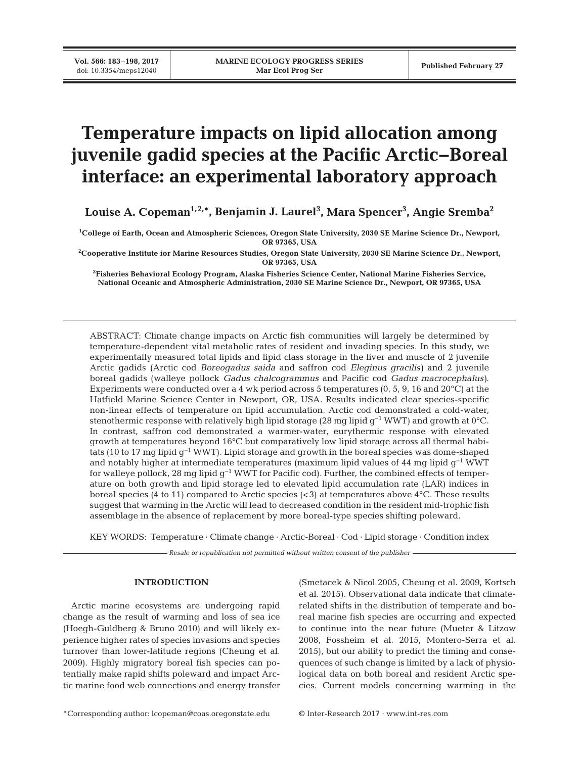# Temperature impacts on lipid allocation among juvenile gadid species at the Pacific Arctic–Boreal interface: an experimental laboratory approach

**Louise A. Copeman[1,2,*], Benjamin J. Laurel[3], Mara Spencer[3], Angie Sremba[2]**

[1]College of Earth, Ocean and Atmospheric Sciences, Oregon State University, 2030 SE Marine Science Dr., Newport, OR 97365, USA

[2]Cooperative Institute for Marine Resources Studies, Oregon State University, 2030 SE Marine Science Dr., Newport, OR 97365, USA

[3]Fisheries Behavioral Ecology Program, Alaska Fisheries Science Center, National Marine Fisheries Service, National Oceanic and Atmospheric Administration, 2030 SE Marine Science Dr., Newport, OR 97365, USA

ABSTRACT: Climate change impacts on Arctic fish communities will largely be determined by temperature-dependent vital metabolic rates of resident and invading species. In this study, we experimentally measured total lipids and lipid class storage in the liver and muscle of 2 juvenile Arctic gadids (Arctic cod *Boreogadus saida* and saffron cod *Eleginus gracilis*) and 2 juvenile boreal gadids (walleye pollock *Gadus chalcogrammus* and Pacific cod *Gadus macrocephalus*). Experiments were conducted over a 4 wk period across 5 temperatures (0, 5, 9, 16 and 20°C) at the Hatfield Marine Science Center in Newport, OR, USA. Results indicated clear species-specific non-linear effects of temperature on lipid accumulation. Arctic cod demonstrated a cold-water, stenothermic response with relatively high lipid storage (28 mg lipid $g^{-1}$ WWT) and growth at 0°C. In contrast, saffron cod demonstrated a warmer-water, eurythermic response with elevated growth at temperatures beyond 16°C but comparatively low lipid storage across all thermal habitats (10 to 17 mg lipid $g^{-1}$ WWT). Lipid storage and growth in the boreal species was dome-shaped and notably higher at intermediate temperatures (maximum lipid values of 44 mg lipid $g^{-1}$ WWT for walleye pollock, 28 mg lipid $g^{-1}$ WWT for Pacific cod). Further, the combined effects of temperature on both growth and lipid storage led to elevated lipid accumulation rate (LAR) indices in boreal species (4 to 11) compared to Arctic species (<3) at temperatures above 4°C. These results suggest that warming in the Arctic will lead to decreased condition in the resident mid-trophic fish assemblage in the absence of replacement by more boreal-type species shifting poleward.

KEY WORDS: Temperature · Climate change · Arctic-Boreal · Cod · Lipid storage · Condition index

*Resale or republication not permitted without written consent of the publisher*

## INTRODUCTION

Arctic marine ecosystems are undergoing rapid change as the result of warming and loss of sea ice (Hoegh-Guldberg & Bruno 2010) and will likely experience higher rates of species invasions and species turnover than lower-latitude regions (Cheung et al. 2009). Highly migratory boreal fish species can potentially make rapid shifts poleward and impact Arctic marine food web connections and energy transfer (Smetacek & Nicol 2005, Cheung et al. 2009, Kortsch et al. 2015). Observational data indicate that climate-related shifts in the distribution of temperate and boreal marine fish species are occurring and expected to continue into the near future (Mueter & Litzow 2008, Fossheim et al. 2015, Montero-Serra et al. 2015), but our ability to predict the timing and consequences of such change is limited by a lack of physiological data on both boreal and resident Arctic species. Current models concerning warming in the

*Corresponding author: lcopeman@coas.oregonstate.edu

© Inter-Research 2017 · www.int-res.com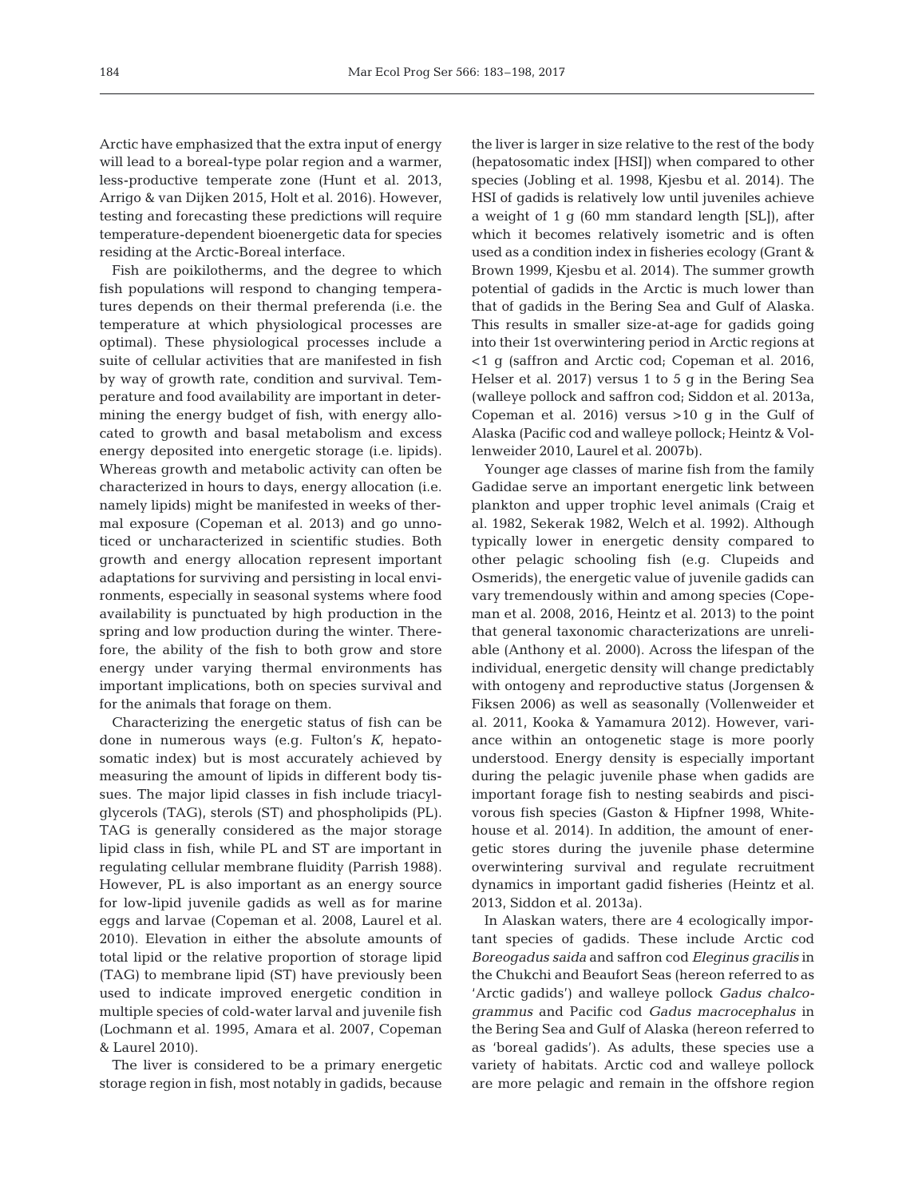Arctic have emphasized that the extra input of energy will lead to a boreal-type polar region and a warmer, less-productive temperate zone (Hunt et al. 2013, Arrigo & van Dijken 2015, Holt et al. 2016). However, testing and forecasting these predictions will require temperature-dependent bioenergetic data for species residing at the Arctic-Boreal interface.

Fish are poikilotherms, and the degree to which fish populations will respond to changing temperatures depends on their thermal preferenda (i.e. the temperature at which physiological processes are optimal). These physiological processes include a suite of cellular activities that are manifested in fish by way of growth rate, condition and survival. Temperature and food availability are important in determining the energy budget of fish, with energy allocated to growth and basal metabolism and excess energy deposited into energetic storage (i.e. lipids). Whereas growth and metabolic activity can often be characterized in hours to days, energy allocation (i.e. namely lipids) might be manifested in weeks of thermal exposure (Copeman et al. 2013) and go unnoticed or uncharacterized in scientific studies. Both growth and energy allocation represent important adaptations for surviving and persisting in local environments, especially in seasonal systems where food availability is punctuated by high production in the spring and low production during the winter. Therefore, the ability of the fish to both grow and store energy under varying thermal environments has important implications, both on species survival and for the animals that forage on them.

Characterizing the energetic status of fish can be done in numerous ways (e.g. Fulton's *K*, hepatosomatic index) but is most accurately achieved by measuring the amount of lipids in different body tissues. The major lipid classes in fish include triacylglycerols (TAG), sterols (ST) and phospholipids (PL). TAG is generally considered as the major storage lipid class in fish, while PL and ST are important in regulating cellular membrane fluidity (Parrish 1988). However, PL is also important as an energy source for low-lipid juvenile gadids as well as for marine eggs and larvae (Copeman et al. 2008, Laurel et al. 2010). Elevation in either the absolute amounts of total lipid or the relative proportion of storage lipid (TAG) to membrane lipid (ST) have previously been used to indicate improved energetic condition in multiple species of cold-water larval and juvenile fish (Lochmann et al. 1995, Amara et al. 2007, Copeman & Laurel 2010).

The liver is considered to be a primary energetic storage region in fish, most notably in gadids, because the liver is larger in size relative to the rest of the body (hepatosomatic index [HSI]) when compared to other species (Jobling et al. 1998, Kjesbu et al. 2014). The HSI of gadids is relatively low until juveniles achieve a weight of 1 g (60 mm standard length [SL]), after which it becomes relatively isometric and is often used as a condition index in fisheries ecology (Grant & Brown 1999, Kjesbu et al. 2014). The summer growth potential of gadids in the Arctic is much lower than that of gadids in the Bering Sea and Gulf of Alaska. This results in smaller size-at-age for gadids going into their 1st overwintering period in Arctic regions at <1 g (saffron and Arctic cod; Copeman et al. 2016, Helser et al. 2017) versus 1 to 5 g in the Bering Sea (walleye pollock and saffron cod; Siddon et al. 2013a, Copeman et al. 2016) versus >10 g in the Gulf of Alaska (Pacific cod and walleye pollock; Heintz & Vollenweider 2010, Laurel et al. 2007b).

Younger age classes of marine fish from the family Gadidae serve an important energetic link between plankton and upper trophic level animals (Craig et al. 1982, Sekerak 1982, Welch et al. 1992). Although typically lower in energetic density compared to other pelagic schooling fish (e.g. Clupeids and Osmerids), the energetic value of juvenile gadids can vary tremendously within and among species (Copeman et al. 2008, 2016, Heintz et al. 2013) to the point that general taxonomic characterizations are unreliable (Anthony et al. 2000). Across the lifespan of the individual, energetic density will change predictably with ontogeny and reproductive status (Jorgensen & Fiksen 2006) as well as seasonally (Vollenweider et al. 2011, Kooka & Yamamura 2012). However, variance within an ontogenetic stage is more poorly understood. Energy density is especially important during the pelagic juvenile phase when gadids are important forage fish to nesting seabirds and piscivorous fish species (Gaston & Hipfner 1998, Whitehouse et al. 2014). In addition, the amount of energetic stores during the juvenile phase determine overwintering survival and regulate recruitment dynamics in important gadid fisheries (Heintz et al. 2013, Siddon et al. 2013a).

In Alaskan waters, there are 4 ecologically important species of gadids. These include Arctic cod *Boreogadus saida* and saffron cod *Eleginus gracilis* in the Chukchi and Beaufort Seas (hereon referred to as 'Arctic gadids') and walleye pollock *Gadus chalcogrammus* and Pacific cod *Gadus macrocephalus* in the Bering Sea and Gulf of Alaska (hereon referred to as 'boreal gadids'). As adults, these species use a variety of habitats. Arctic cod and walleye pollock are more pelagic and remain in the offshore region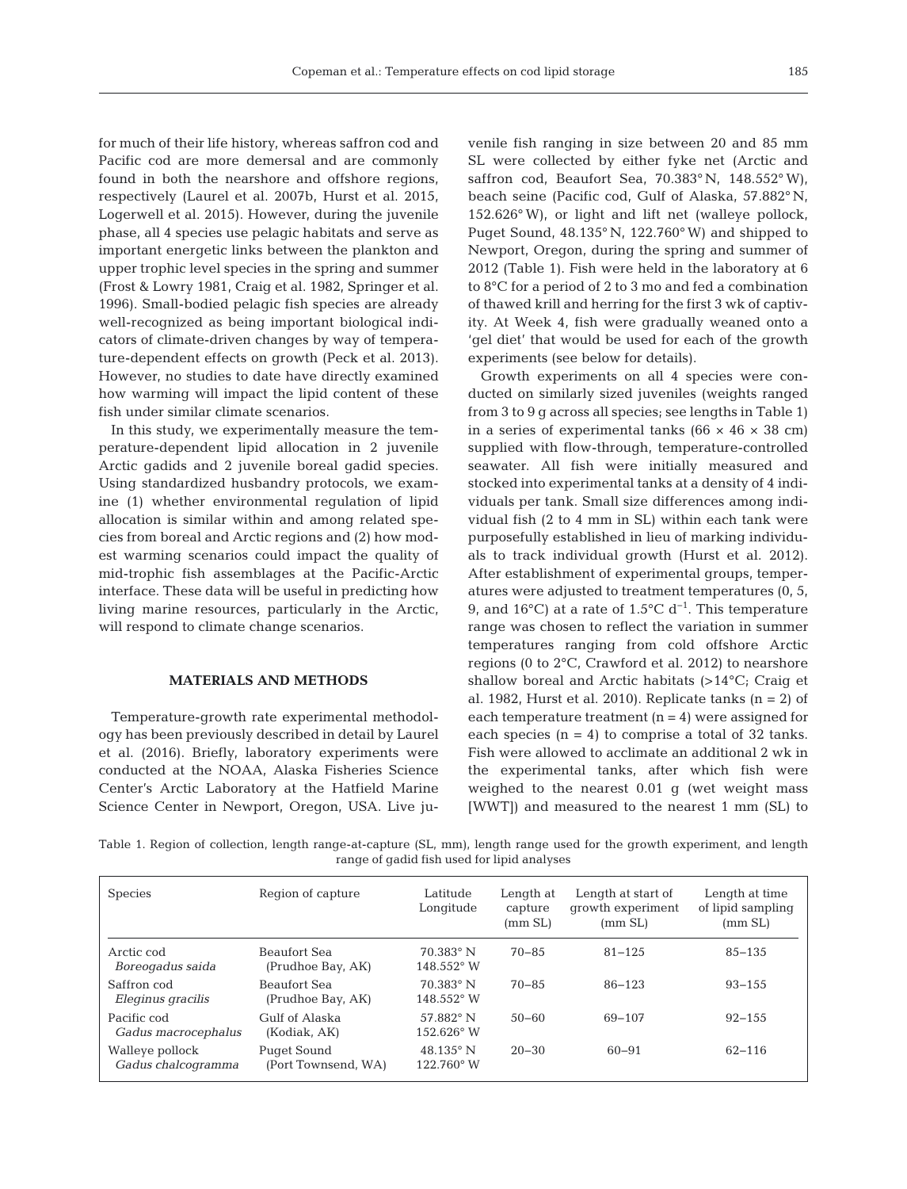for much of their life history, whereas saffron cod and Pacific cod are more demersal and are commonly found in both the nearshore and offshore regions, respectively (Laurel et al. 2007b, Hurst et al. 2015, Logerwell et al. 2015). However, during the juvenile phase, all 4 species use pelagic habitats and serve as important energetic links between the plankton and upper trophic level species in the spring and summer (Frost & Lowry 1981, Craig et al. 1982, Springer et al. 1996). Small-bodied pelagic fish species are already well-recognized as being important biological indicators of climate-driven changes by way of temperature-dependent effects on growth (Peck et al. 2013). However, no studies to date have directly examined how warming will impact the lipid content of these fish under similar climate scenarios.

In this study, we experimentally measure the temperature-dependent lipid allocation in 2 juvenile Arctic gadids and 2 juvenile boreal gadid species. Using standardized husbandry protocols, we examine (1) whether environmental regulation of lipid allocation is similar within and among related species from boreal and Arctic regions and (2) how modest warming scenarios could impact the quality of mid-trophic fish assemblages at the Pacific-Arctic interface. These data will be useful in predicting how living marine resources, particularly in the Arctic, will respond to climate change scenarios.

## MATERIALS AND METHODS

Temperature-growth rate experimental methodology has been previously described in detail by Laurel et al. (2016). Briefly, laboratory experiments were conducted at the NOAA, Alaska Fisheries Science Center's Arctic Laboratory at the Hatfield Marine Science Center in Newport, Oregon, USA. Live juvenile fish ranging in size between 20 and 85 mm SL were collected by either fyke net (Arctic and saffron cod, Beaufort Sea, 70.383° N, 148.552° W), beach seine (Pacific cod, Gulf of Alaska, 57.882° N, 152.626° W), or light and lift net (walleye pollock, Puget Sound, 48.135° N, 122.760° W) and shipped to Newport, Oregon, during the spring and summer of 2012 (Table 1). Fish were held in the laboratory at 6 to 8°C for a period of 2 to 3 mo and fed a combination of thawed krill and herring for the first 3 wk of captivity. At Week 4, fish were gradually weaned onto a 'gel diet' that would be used for each of the growth experiments (see below for details).

Growth experiments on all 4 species were conducted on similarly sized juveniles (weights ranged from 3 to 9 g across all species; see lengths in Table 1) in a series of experimental tanks (66 × 46 × 38 cm) supplied with flow-through, temperature-controlled seawater. All fish were initially measured and stocked into experimental tanks at a density of 4 individuals per tank. Small size differences among individual fish (2 to 4 mm in SL) within each tank were purposefully established in lieu of marking individuals to track individual growth (Hurst et al. 2012). After establishment of experimental groups, temperatures were adjusted to treatment temperatures (0, 5, 9, and 16°C) at a rate of 1.5°C $d^{-1}$. This temperature range was chosen to reflect the variation in summer temperatures ranging from cold offshore Arctic regions (0 to 2°C, Crawford et al. 2012) to nearshore shallow boreal and Arctic habitats (>14°C; Craig et al. 1982, Hurst et al. 2010). Replicate tanks (n = 2) of each temperature treatment (n = 4) were assigned for each species (n = 4) to comprise a total of 32 tanks. Fish were allowed to acclimate an additional 2 wk in the experimental tanks, after which fish were weighed to the nearest 0.01 g (wet weight mass [WWT]) and measured to the nearest 1 mm (SL) to

Table 1. Region of collection, length range-at-capture (SL, mm), length range used for the growth experiment, and length range of gadid fish used for lipid analyses

| Species | Region of capture | Latitude Longitude | Length at capture (mm SL) | Length at start of growth experiment (mm SL) | Length at time of lipid sampling (mm SL) |
|---|---|---|---|---|---|
| Arctic cod *Boreogadus saida* | Beaufort Sea (Prudhoe Bay, AK) | 70.383° N 148.552° W | 70–85 | 81–125 | 85–135 |
| Saffron cod *Eleginus gracilis* | Beaufort Sea (Prudhoe Bay, AK) | 70.383° N 148.552° W | 70–85 | 86–123 | 93–155 |
| Pacific cod *Gadus macrocephalus* | Gulf of Alaska (Kodiak, AK) | 57.882° N 152.626° W | 50–60 | 69–107 | 92–155 |
| Walleye pollock *Gadus chalcogramma* | Puget Sound (Port Townsend, WA) | 48.135° N 122.760° W | 20–30 | 60–91 | 62–116 |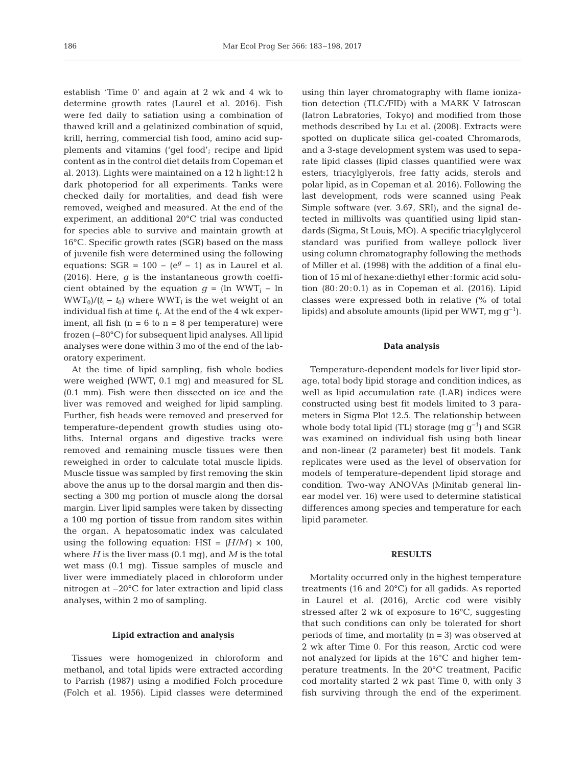establish 'Time 0' and again at 2 wk and 4 wk to determine growth rates (Laurel et al. 2016). Fish were fed daily to satiation using a combination of thawed krill and a gelatinized combination of squid, krill, herring, commercial fish food, amino acid supplements and vitamins ('gel food'; recipe and lipid content as in the control diet details from Copeman et al. 2013). Lights were maintained on a 12 h light:12 h dark photoperiod for all experiments. Tanks were checked daily for mortalities, and dead fish were removed, weighed and measured. At the end of the experiment, an additional 20°C trial was conducted for species able to survive and maintain growth at 16°C. Specific growth rates (SGR) based on the mass of juvenile fish were determined using the following equations: SGR = 100 − ($e^g$ − 1) as in Laurel et al. (2016). Here, $g$ is the instantaneous growth coefficient obtained by the equation $g$ = (ln $WWT_i$ − ln $WWT_0$)/($t_i$ − $t_0$) where $WWT_i$ is the wet weight of an individual fish at time $t_i$. At the end of the 4 wk experiment, all fish (n = 6 to n = 8 per temperature) were frozen (−80°C) for subsequent lipid analyses. All lipid analyses were done within 3 mo of the end of the laboratory experiment.

At the time of lipid sampling, fish whole bodies were weighed (WWT, 0.1 mg) and measured for SL (0.1 mm). Fish were then dissected on ice and the liver was removed and weighed for lipid sampling. Further, fish heads were removed and preserved for temperature-dependent growth studies using otoliths. Internal organs and digestive tracks were removed and remaining muscle tissues were then reweighed in order to calculate total muscle lipids. Muscle tissue was sampled by first removing the skin above the anus up to the dorsal margin and then dissecting a 300 mg portion of muscle along the dorsal margin. Liver lipid samples were taken by dissecting a 100 mg portion of tissue from random sites within the organ. A hepatosomatic index was calculated using the following equation: HSI = ($H$/$M$) × 100, where $H$ is the liver mass (0.1 mg), and $M$ is the total wet mass (0.1 mg). Tissue samples of muscle and liver were immediately placed in chloroform under nitrogen at −20°C for later extraction and lipid class analyses, within 2 mo of sampling.

### Lipid extraction and analysis

Tissues were homogenized in chloroform and methanol, and total lipids were extracted according to Parrish (1987) using a modified Folch procedure (Folch et al. 1956). Lipid classes were determined using thin layer chromatography with flame ionization detection (TLC/FID) with a MARK V Iatroscan (Iatron Labratories, Tokyo) and modified from those methods described by Lu et al. (2008). Extracts were spotted on duplicate silica gel-coated Chromarods, and a 3-stage development system was used to separate lipid classes (lipid classes quantified were wax esters, triacylglyerols, free fatty acids, sterols and polar lipid, as in Copeman et al. 2016). Following the last development, rods were scanned using Peak Simple software (ver. 3.67, SRI), and the signal detected in millivolts was quantified using lipid standards (Sigma, St Louis, MO). A specific triacylglycerol standard was purified from walleye pollock liver using column chromatography following the methods of Miller et al. (1998) with the addition of a final elution of 15 ml of hexane:diethyl ether:formic acid solution (80:20:0.1) as in Copeman et al. (2016). Lipid classes were expressed both in relative (% of total lipids) and absolute amounts (lipid per WWT, mg $g^{-1}$).

### Data analysis

Temperature-dependent models for liver lipid storage, total body lipid storage and condition indices, as well as lipid accumulation rate (LAR) indices were constructed using best fit models limited to 3 parameters in Sigma Plot 12.5. The relationship between whole body total lipid (TL) storage (mg $g^{-1}$) and SGR was examined on individual fish using both linear and non-linear (2 parameter) best fit models. Tank replicates were used as the level of observation for models of temperature-dependent lipid storage and condition. Two-way ANOVAs (Minitab general linear model ver. 16) were used to determine statistical differences among species and temperature for each lipid parameter.

## RESULTS

Mortality occurred only in the highest temperature treatments (16 and 20°C) for all gadids. As reported in Laurel et al. (2016), Arctic cod were visibly stressed after 2 wk of exposure to 16°C, suggesting that such conditions can only be tolerated for short periods of time, and mortality (n = 3) was observed at 2 wk after Time 0. For this reason, Arctic cod were not analyzed for lipids at the 16°C and higher temperature treatments. In the 20°C treatment, Pacific cod mortality started 2 wk past Time 0, with only 3 fish surviving through the end of the experiment.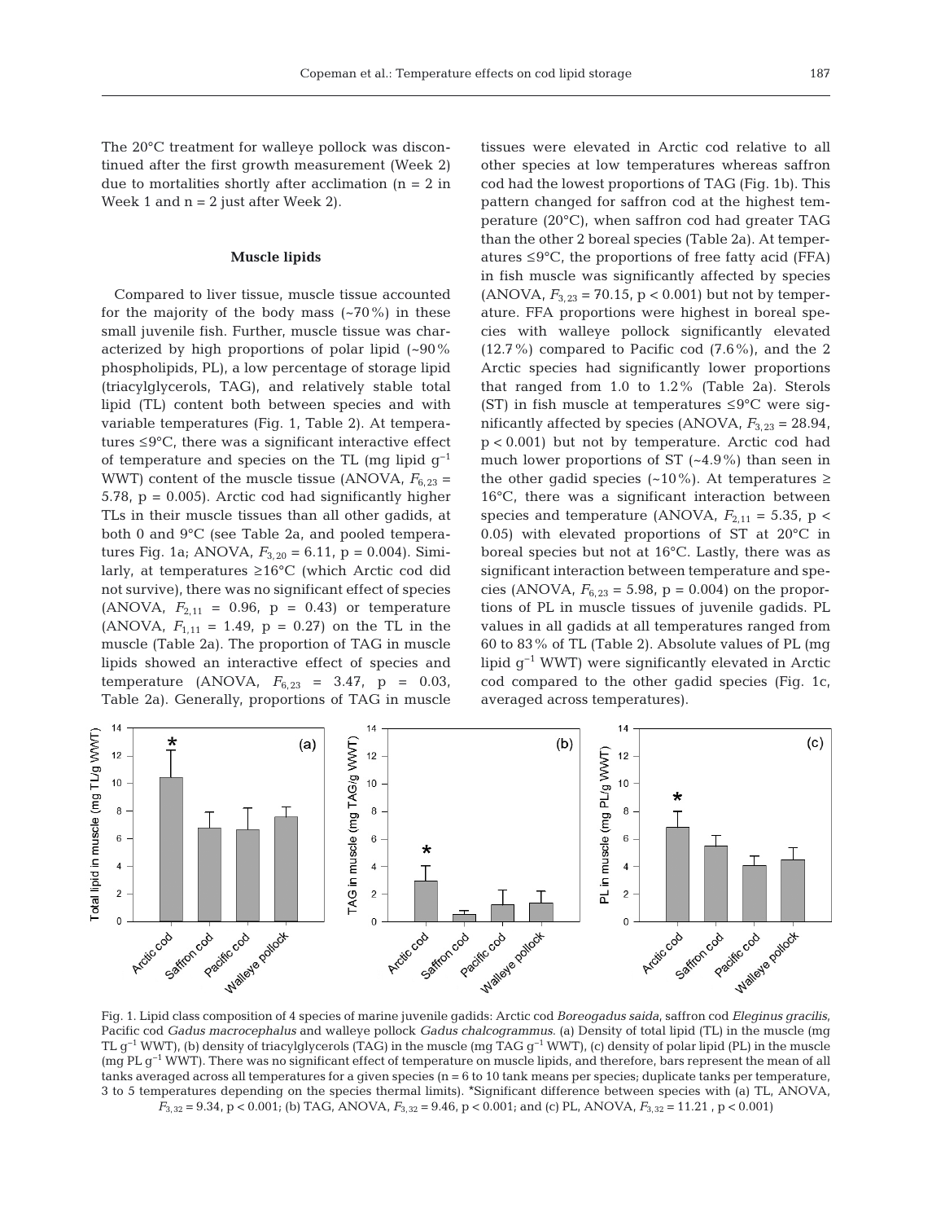The 20°C treatment for walleye pollock was discontinued after the first growth measurement (Week 2) due to mortalities shortly after acclimation (n = 2 in Week 1 and n = 2 just after Week 2).

### Muscle lipids

Compared to liver tissue, muscle tissue accounted for the majority of the body mass (~70%) in these small juvenile fish. Further, muscle tissue was characterized by high proportions of polar lipid (~90% phospholipids, PL), a low percentage of storage lipid (triacylglycerols, TAG), and relatively stable total lipid (TL) content both between species and with variable temperatures (Fig. 1, Table 2). At temperatures ≤9°C, there was a significant interactive effect of temperature and species on the TL (mg lipid $g^{-1}$ WWT) content of the muscle tissue (ANOVA, $F_{6,23}$ = 5.78, p = 0.005). Arctic cod had significantly higher TLs in their muscle tissues than all other gadids, at both 0 and 9°C (see Table 2a, and pooled temperatures Fig. 1a; ANOVA, $F_{3,20}$ = 6.11, p = 0.004). Similarly, at temperatures ≥16°C (which Arctic cod did not survive), there was no significant effect of species (ANOVA, $F_{2,11}$ = 0.96, p = 0.43) or temperature (ANOVA, $F_{1,11}$ = 1.49, p = 0.27) on the TL in the muscle (Table 2a). The proportion of TAG in muscle lipids showed an interactive effect of species and temperature (ANOVA, $F_{6,23}$ = 3.47, p = 0.03, Table 2a). Generally, proportions of TAG in muscle tissues were elevated in Arctic cod relative to all other species at low temperatures whereas saffron cod had the lowest proportions of TAG (Fig. 1b). This pattern changed for saffron cod at the highest temperature (20°C), when saffron cod had greater TAG than the other 2 boreal species (Table 2a). At temperatures ≤9°C, the proportions of free fatty acid (FFA) in fish muscle was significantly affected by species (ANOVA, $F_{3,23}$ = 70.15, p < 0.001) but not by temperature. FFA proportions were highest in boreal species with walleye pollock significantly elevated (12.7%) compared to Pacific cod (7.6%), and the 2 Arctic species had significantly lower proportions that ranged from 1.0 to 1.2% (Table 2a). Sterols (ST) in fish muscle at temperatures ≤9°C were significantly affected by species (ANOVA, $F_{3,23}$ = 28.94, p < 0.001) but not by temperature. Arctic cod had much lower proportions of ST (~4.9%) than seen in the other gadid species (~10%). At temperatures ≥ 16°C, there was a significant interaction between species and temperature (ANOVA, $F_{2,11}$ = 5.35, p < 0.05) with elevated proportions of ST at 20°C in boreal species but not at 16°C. Lastly, there was as significant interaction between temperature and species (ANOVA, $F_{6,23}$ = 5.98, p = 0.004) on the proportions of PL in muscle tissues of juvenile gadids. PL values in all gadids at all temperatures ranged from 60 to 83% of TL (Table 2). Absolute values of PL (mg lipid $g^{-1}$ WWT) were significantly elevated in Arctic cod compared to the other gadid species (Fig. 1c, averaged across temperatures).

Fig. 1. Lipid class composition of 4 species of marine juvenile gadids: Arctic cod *Boreogadus saida*, saffron cod *Eleginus gracilis*, Pacific cod *Gadus macrocephalus* and walleye pollock *Gadus chalcogrammus*. (a) Density of total lipid (TL) in the muscle (mg TL $g^{-1}$ WWT), (b) density of triacylglycerols (TAG) in the muscle (mg TAG $g^{-1}$ WWT), (c) density of polar lipid (PL) in the muscle (mg PL $g^{-1}$ WWT). There was no significant effect of temperature on muscle lipids, and therefore, bars represent the mean of all tanks averaged across all temperatures for a given species (n = 6 to 10 tank means per species; duplicate tanks per temperature, 3 to 5 temperatures depending on the species thermal limits). *Significant difference between species with (a) TL, ANOVA, $F_{3,32}$ = 9.34, p < 0.001; (b) TAG, ANOVA, $F_{3,32}$ = 9.46, p < 0.001; and (c) PL, ANOVA, $F_{3,32}$ = 11.21 , p < 0.001)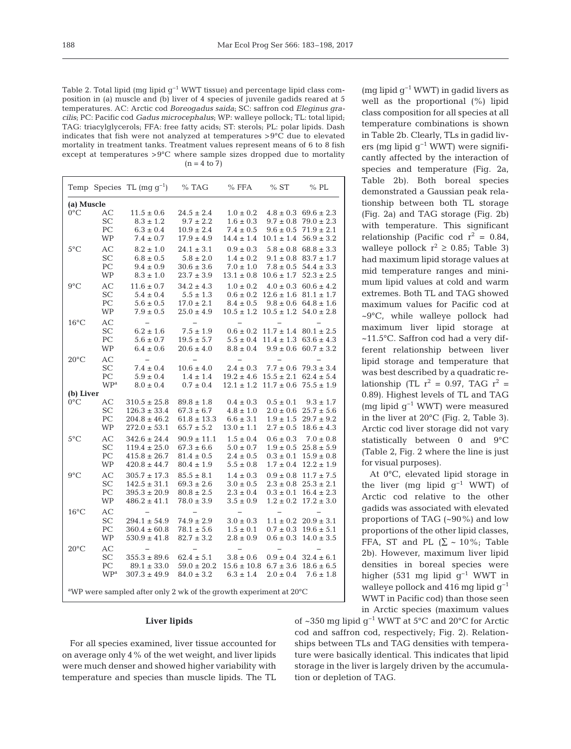Table 2. Total lipid (mg lipid $g^{-1}$ WWT tissue) and percentage lipid class composition in (a) muscle and (b) liver of 4 species of juvenile gadids reared at 5 temperatures. AC: Arctic cod *Boreogadus saida*; SC: saffron cod *Eleginus gracilis*; PC: Pacific cod *Gadus microcephalus*; WP: walleye pollock; TL: total lipid; TAG: triacylglycerols; FFA: free fatty acids; ST: sterols; PL: polar lipids. Dash indicates that fish were not analyzed at temperatures >9°C due to elevated mortality in treatment tanks. Treatment values represent means of 6 to 8 fish except at temperatures >9°C where sample sizes dropped due to mortality (n = 4 to 7)

| Temp | Species | TL (mg $g^{-1}$) | % TAG | % FFA | % ST | % PL |
|---|---|---|---|---|---|---|
| **(a) Muscle** | | | | | | |
| 0°C | AC | 11.5 ± 0.6 | 24.5 ± 2.4 | 1.0 ± 0.2 | 4.8 ± 0.3 | 69.6 ± 2.3 |
| | SC | 8.3 ± 1.2 | 9.7 ± 2.2 | 1.6 ± 0.3 | 9.7 ± 0.8 | 79.0 ± 2.3 |
| | PC | 6.3 ± 0.4 | 10.9 ± 2.4 | 7.4 ± 0.5 | 9.6 ± 0.5 | 71.9 ± 2.1 |
| | WP | 7.4 ± 0.7 | 17.9 ± 4.9 | 14.4 ± 1.4 | 10.1 ± 1.4 | 56.9 ± 3.2 |
| 5°C | AC | 8.2 ± 1.0 | 24.1 ± 3.1 | 0.9 ± 0.3 | 5.8 ± 0.8 | 68.8 ± 3.3 |
| | SC | 6.8 ± 0.5 | 5.8 ± 2.0 | 1.4 ± 0.2 | 9.1 ± 0.8 | 83.7 ± 1.7 |
| | PC | 9.4 ± 0.9 | 30.6 ± 3.6 | 7.0 ± 1.0 | 7.8 ± 0.5 | 54.4 ± 3.3 |
| | WP | 8.3 ± 1.0 | 23.7 ± 3.9 | 13.1 ± 0.8 | 10.6 ± 1.7 | 52.3 ± 2.5 |
| 9°C | AC | 11.6 ± 0.7 | 34.2 ± 4.3 | 1.0 ± 0.2 | 4.0 ± 0.3 | 60.6 ± 4.2 |
| | SC | 5.4 ± 0.4 | 5.5 ± 1.3 | 0.6 ± 0.2 | 12.6 ± 1.6 | 81.1 ± 1.7 |
| | PC | 5.6 ± 0.5 | 17.0 ± 2.1 | 8.4 ± 0.5 | 9.8 ± 0.6 | 64.8 ± 1.6 |
| | WP | 7.9 ± 0.5 | 25.0 ± 4.9 | 10.5 ± 1.2 | 10.5 ± 1.2 | 54.0 ± 2.8 |
| 16°C | AC | – | – | – | – | – |
| | SC | 6.2 ± 1.6 | 7.5 ± 1.9 | 0.6 ± 0.2 | 11.7 ± 1.4 | 80.1 ± 2.5 |
| | PC | 5.6 ± 0.7 | 19.5 ± 5.7 | 5.5 ± 0.4 | 11.4 ± 1.3 | 63.6 ± 4.3 |
| | WP | 6.4 ± 0.6 | 20.6 ± 4.0 | 8.8 ± 0.4 | 9.9 ± 0.6 | 60.7 ± 3.2 |
| 20°C | AC | – | – | – | – | – |
| | SC | 7.4 ± 0.4 | 10.6 ± 4.0 | 2.4 ± 0.3 | 7.7 ± 0.6 | 79.3 ± 3.4 |
| | PC | 5.9 ± 0.4 | 1.4 ± 1.4 | 19.2 ± 4.6 | 15.5 ± 2.1 | 62.4 ± 5.4 |
| | WP[a] | 8.0 ± 0.4 | 0.7 ± 0.4 | 12.1 ± 1.2 | 11.7 ± 0.6 | 75.5 ± 1.9 |
| **(b) Liver** | | | | | | |
| 0°C | AC | 310.5 ± 25.8 | 89.8 ± 1.8 | 0.4 ± 0.3 | 0.5 ± 0.1 | 9.3 ± 1.7 |
| | SC | 126.3 ± 33.4 | 67.3 ± 6.7 | 4.8 ± 1.0 | 2.0 ± 0.6 | 25.7 ± 5.6 |
| | PC | 204.8 ± 46.2 | 61.8 ± 13.3 | 6.6 ± 3.1 | 1.9 ± 1.5 | 29.7 ± 9.2 |
| | WP | 272.0 ± 53.1 | 65.7 ± 5.2 | 13.0 ± 1.1 | 2.7 ± 0.5 | 18.6 ± 4.3 |
| 5°C | AC | 342.6 ± 24.4 | 90.9 ± 11.1 | 1.5 ± 0.4 | 0.6 ± 0.3 | 7.0 ± 0.8 |
| | SC | 119.4 ± 25.0 | 67.3 ± 6.6 | 5.0 ± 0.7 | 1.9 ± 0.5 | 25.8 ± 5.9 |
| | PC | 415.8 ± 26.7 | 81.4 ± 0.5 | 2.4 ± 0.5 | 0.3 ± 0.1 | 15.9 ± 0.8 |
| | WP | 420.8 ± 44.7 | 80.4 ± 1.9 | 5.5 ± 0.8 | 1.7 ± 0.4 | 12.2 ± 1.9 |
| 9°C | AC | 305.7 ± 17.3 | 85.5 ± 8.1 | 1.4 ± 0.3 | 0.9 ± 0.8 | 11.7 ± 7.5 |
| | SC | 142.5 ± 31.1 | 69.3 ± 2.6 | 3.0 ± 0.5 | 2.3 ± 0.8 | 25.3 ± 2.1 |
| | PC | 395.3 ± 20.9 | 80.8 ± 2.5 | 2.3 ± 0.4 | 0.3 ± 0.1 | 16.4 ± 2.3 |
| | WP | 486.2 ± 41.1 | 78.0 ± 3.9 | 3.5 ± 0.9 | 1.2 ± 0.2 | 17.2 ± 3.0 |
| 16°C | AC | – | – | – | – | – |
| | SC | 294.1 ± 54.9 | 74.9 ± 2.9 | 3.0 ± 0.3 | 1.1 ± 0.2 | 20.9 ± 3.1 |
| | PC | 360.4 ± 60.8 | 78.1 ± 5.6 | 1.5 ± 0.1 | 0.7 ± 0.3 | 19.6 ± 5.1 |
| | WP | 530.9 ± 41.8 | 82.7 ± 3.2 | 2.8 ± 0.9 | 0.6 ± 0.3 | 14.0 ± 3.5 |
| 20°C | AC | – | – | – | – | – |
| | SC | 355.3 ± 89.6 | 62.4 ± 5.1 | 3.8 ± 0.6 | 0.9 ± 0.4 | 32.4 ± 6.1 |
| | PC | 89.1 ± 33.0 | 59.0 ± 20.2 | 15.6 ± 10.8 | 6.7 ± 3.6 | 18.6 ± 6.5 |
| | WP[a] | 307.3 ± 49.9 | 84.0 ± 3.2 | 6.3 ± 1.4 | 2.0 ± 0.4 | 7.6 ± 1.8 |

[a]WP were sampled after only 2 wk of the growth experiment at 20°C

### Liver lipids

For all species examined, liver tissue accounted for on average only 4% of the wet weight, and liver lipids were much denser and showed higher variability with temperature and species than muscle lipids. The TL (mg lipid $g^{-1}$ WWT) in gadid livers as well as the proportional (%) lipid class composition for all species at all temperature combinations is shown in Table 2b. Clearly, TLs in gadid livers (mg lipid $g^{-1}$ WWT) were significantly affected by the interaction of species and temperature (Fig. 2a, Table 2b). Both boreal species demonstrated a Gaussian peak relationship between both TL storage (Fig. 2a) and TAG storage (Fig. 2b) with temperature. This significant relationship (Pacific cod $r^2$ = 0.84, walleye pollock $r^2 \geq 0.85$; Table 3) had maximum lipid storage values at mid temperature ranges and minimum lipid values at cold and warm extremes. Both TL and TAG showed maximum values for Pacific cod at ~9°C, while walleye pollock had maximum liver lipid storage at ~11.5°C. Saffron cod had a very different relationship between liver lipid storage and temperature that was best described by a quadratic relationship (TL $r^2$ = 0.97, TAG $r^2$ = 0.89). Highest levels of TL and TAG (mg lipid $g^{-1}$ WWT) were measured in the liver at 20°C (Fig. 2, Table 3). Arctic cod liver storage did not vary statistically between 0 and 9°C (Table 2, Fig. 2 where the line is just for visual purposes).

At 0°C, elevated lipid storage in the liver (mg lipid $g^{-1}$ WWT) of Arctic cod relative to the other gadids was associated with elevated proportions of TAG (~90%) and low proportions of the other lipid classes, FFA, ST and PL ($\Sigma$ ~ 10%; Table 2b). However, maximum liver lipid densities in boreal species were higher (531 mg lipid $g^{-1}$ WWT in walleye pollock and 416 mg lipid $g^{-1}$ WWT in Pacific cod) than those seen in Arctic species (maximum values of ~350 mg lipid $g^{-1}$ WWT at 5°C and 20°C for Arctic cod and saffron cod, respectively; Fig. 2). Relationships between TLs and TAG densities with temperature were basically identical. This indicates that lipid storage in the liver is largely driven by the accumulation or depletion of TAG.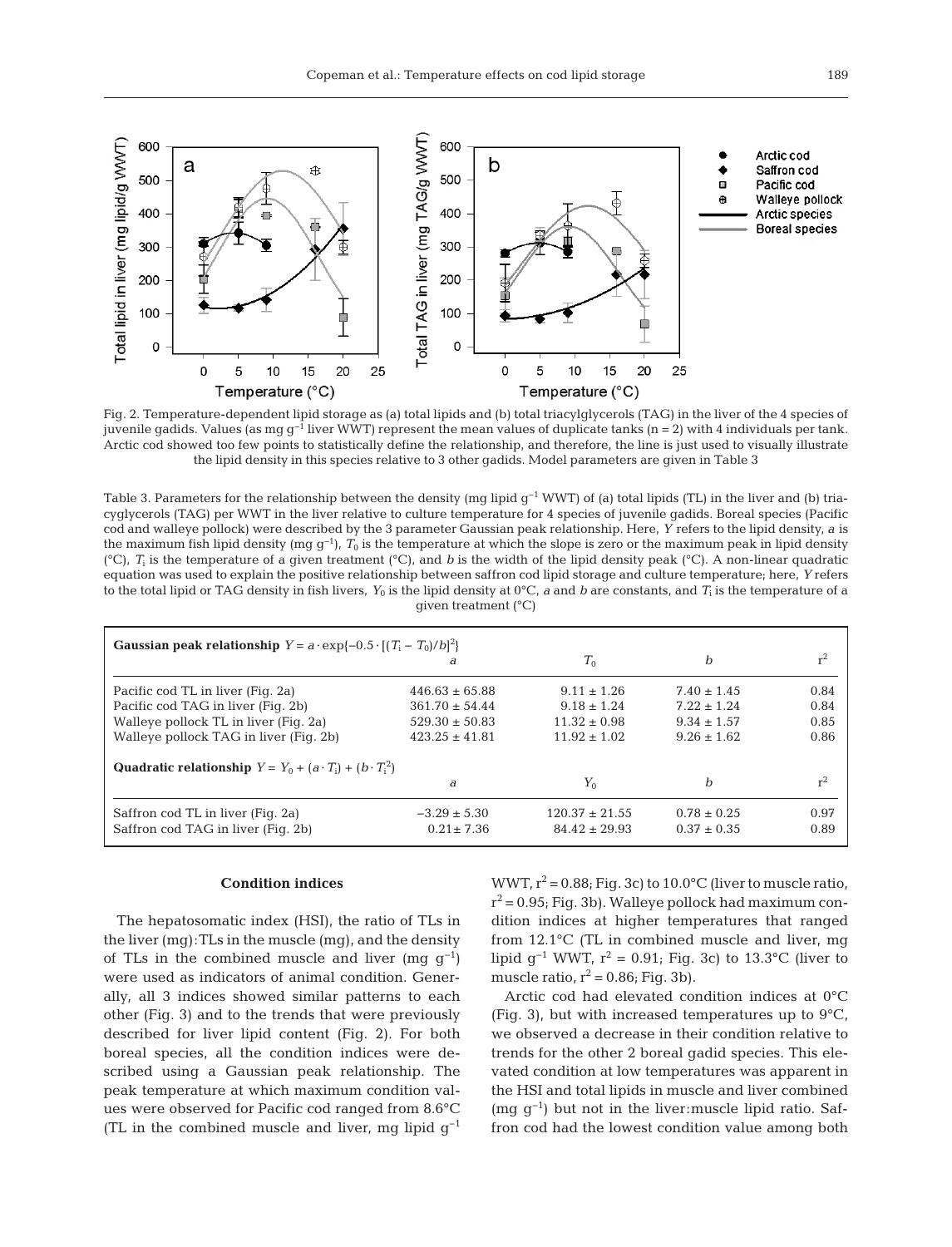Fig. 2. Temperature-dependent lipid storage as (a) total lipids and (b) total triacylglycerols (TAG) in the liver of the 4 species of juvenile gadids. Values (as mg $g^{-1}$ liver WWT) represent the mean values of duplicate tanks (n = 2) with 4 individuals per tank. Arctic cod showed too few points to statistically define the relationship, and therefore, the line is just used to visually illustrate the lipid density in this species relative to 3 other gadids. Model parameters are given in Table 3

Table 3. Parameters for the relationship between the density (mg lipid $g^{-1}$ WWT) of (a) total lipids (TL) in the liver and (b) triacylglycerols (TAG) per WWT in the liver relative to culture temperature for 4 species of juvenile gadids. Boreal species (Pacific cod and walleye pollock) were described by the 3 parameter Gaussian peak relationship. Here, $Y$ refers to the lipid density, $a$ is the maximum fish lipid density (mg $g^{-1}$), $T_0$ is the temperature at which the slope is zero or the maximum peak in lipid density (°C), $T_i$ is the temperature of a given treatment (°C), and $b$ is the width of the lipid density peak (°C). A non-linear quadratic equation was used to explain the positive relationship between saffron cod lipid storage and culture temperature; here, $Y$ refers to the total lipid or TAG density in fish livers, $Y_0$ is the lipid density at 0°C, $a$ and $b$ are constants, and $T_i$ is the temperature of a given treatment (°C)

| **Gaussian peak relationship** $Y = a \cdot \exp\{-0.5 \cdot [(T_i - T_0)/b]^2\}$ | $a$ | $T_0$ | $b$ | $r^2$ |
|---|---|---|---|---|
| Pacific cod TL in liver (Fig. 2a) | 446.63 ± 65.88 | 9.11 ± 1.26 | 7.40 ± 1.45 | 0.84 |
| Pacific cod TAG in liver (Fig. 2b) | 361.70 ± 54.44 | 9.18 ± 1.24 | 7.22 ± 1.24 | 0.84 |
| Walleye pollock TL in liver (Fig. 2a) | 529.30 ± 50.83 | 11.32 ± 0.98 | 9.34 ± 1.57 | 0.85 |
| Walleye pollock TAG in liver (Fig. 2b) | 423.25 ± 41.81 | 11.92 ± 1.02 | 9.26 ± 1.62 | 0.86 |
| **Quadratic relationship** $Y = Y_0 + (a \cdot T_i) + (b \cdot T_i^2)$ | $a$ | $Y_0$ | $b$ | $r^2$ |
| Saffron cod TL in liver (Fig. 2a) | −3.29 ± 5.30 | 120.37 ± 21.55 | 0.78 ± 0.25 | 0.97 |
| Saffron cod TAG in liver (Fig. 2b) | 0.21 ± 7.36 | 84.42 ± 29.93 | 0.37 ± 0.35 | 0.89 |

### Condition indices

The hepatosomatic index (HSI), the ratio of TLs in the liver (mg):TLs in the muscle (mg), and the density of TLs in the combined muscle and liver (mg $g^{-1}$) were used as indicators of animal condition. Generally, all 3 indices showed similar patterns to each other (Fig. 3) and to the trends that were previously described for liver lipid content (Fig. 2). For both boreal species, all the condition indices were described using a Gaussian peak relationship. The peak temperature at which maximum condition values were observed for Pacific cod ranged from 8.6°C (TL in the combined muscle and liver, mg lipid $g^{-1}$ WWT, $r^2 = 0.88$; Fig. 3c) to 10.0°C (liver to muscle ratio, $r^2 = 0.95$; Fig. 3b). Walleye pollock had maximum condition indices at higher temperatures that ranged from 12.1°C (TL in combined muscle and liver, mg lipid $g^{-1}$ WWT, $r^2 = 0.91$; Fig. 3c) to 13.3°C (liver to muscle ratio, $r^2 = 0.86$; Fig. 3b).

Arctic cod had elevated condition indices at 0°C (Fig. 3), but with increased temperatures up to 9°C, we observed a decrease in their condition relative to trends for the other 2 boreal gadid species. This elevated condition at low temperatures was apparent in the HSI and total lipids in muscle and liver combined (mg $g^{-1}$) but not in the liver:muscle lipid ratio. Saffron cod had the lowest condition value among both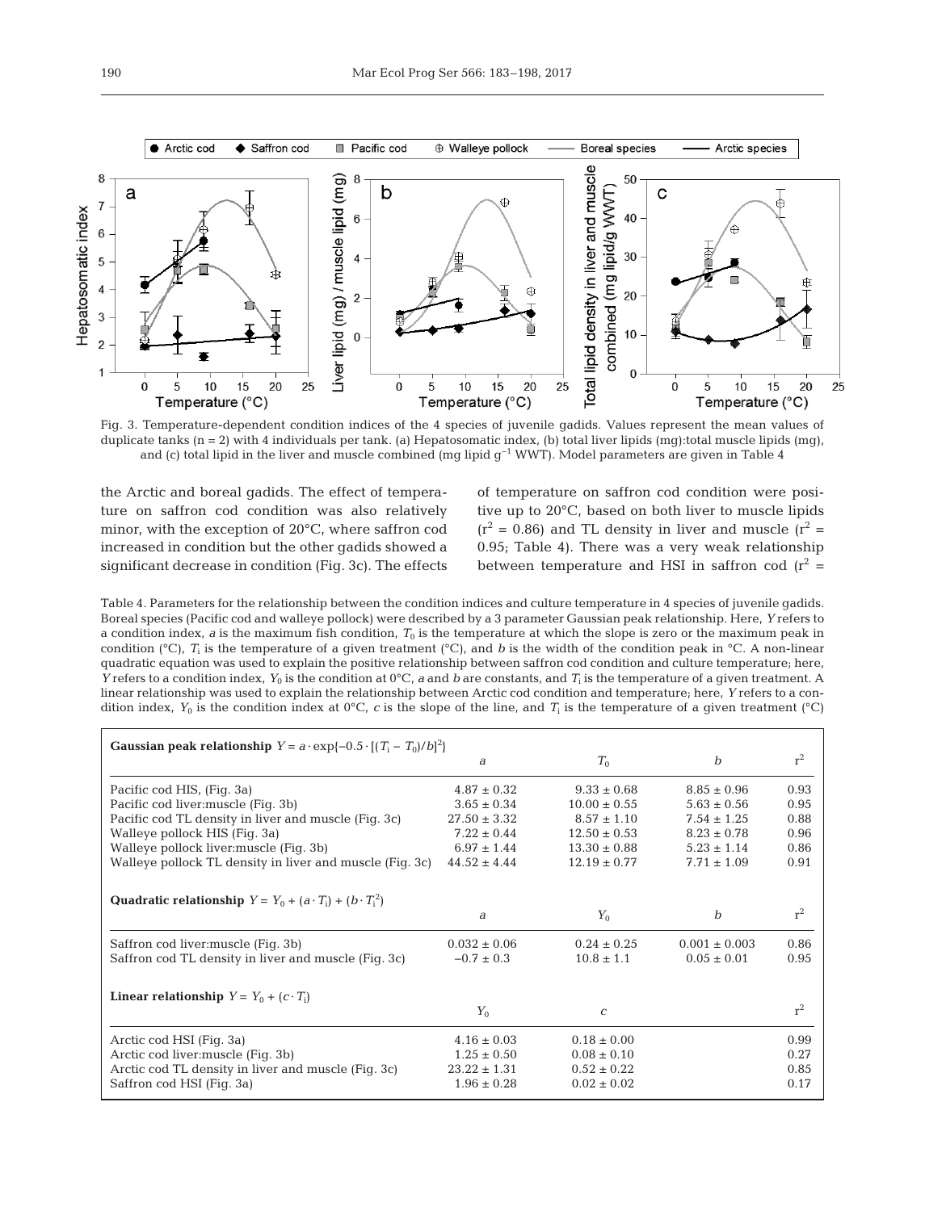Fig. 3. Temperature-dependent condition indices of the 4 species of juvenile gadids. Values represent the mean values of duplicate tanks (n = 2) with 4 individuals per tank. (a) Hepatosomatic index, (b) total liver lipids (mg):total muscle lipids (mg), and (c) total lipid in the liver and muscle combined (mg lipid $g^{-1}$ WWT). Model parameters are given in Table 4

the Arctic and boreal gadids. The effect of temperature on saffron cod condition was also relatively minor, with the exception of 20°C, where saffron cod increased in condition but the other gadids showed a significant decrease in condition (Fig. 3c). The effects of temperature on saffron cod condition were positive up to 20°C, based on both liver to muscle lipids ($r^2 = 0.86$) and TL density in liver and muscle ($r^2 = 0.95$; Table 4). There was a very weak relationship between temperature and HSI in saffron cod ($r^2 =$

Table 4. Parameters for the relationship between the condition indices and culture temperature in 4 species of juvenile gadids. Boreal species (Pacific cod and walleye pollock) were described by a 3 parameter Gaussian peak relationship. Here, $Y$ refers to a condition index, $a$ is the maximum fish condition, $T_0$ is the temperature at which the slope is zero or the maximum peak in condition (°C), $T_i$ is the temperature of a given treatment (°C), and $b$ is the width of the condition peak in °C. A non-linear quadratic equation was used to explain the positive relationship between saffron cod condition and culture temperature; here, $Y$ refers to a condition index, $Y_0$ is the condition at 0°C, $a$ and $b$ are constants, and $T_i$ is the temperature of a given treatment. A linear relationship was used to explain the relationship between Arctic cod condition and temperature; here, $Y$ refers to a condition index, $Y_0$ is the condition index at 0°C, $c$ is the slope of the line, and $T_i$ is the temperature of a given treatment (°C)

| **Gaussian peak relationship** $Y = a \cdot \exp\{-0.5 \cdot [(T_i - T_0)/b]^2\}$ | $a$ | $T_0$ | $b$ | $r^2$ |
|---|---|---|---|---|
| Pacific cod HIS, (Fig. 3a) | 4.87 ± 0.32 | 9.33 ± 0.68 | 8.85 ± 0.96 | 0.93 |
| Pacific cod liver:muscle (Fig. 3b) | 3.65 ± 0.34 | 10.00 ± 0.55 | 5.63 ± 0.56 | 0.95 |
| Pacific cod TL density in liver and muscle (Fig. 3c) | 27.50 ± 3.32 | 8.57 ± 1.10 | 7.54 ± 1.25 | 0.88 |
| Walleye pollock HIS (Fig. 3a) | 7.22 ± 0.44 | 12.50 ± 0.53 | 8.23 ± 0.78 | 0.96 |
| Walleye pollock liver:muscle (Fig. 3b) | 6.97 ± 1.44 | 13.30 ± 0.88 | 5.23 ± 1.14 | 0.86 |
| Walleye pollock TL density in liver and muscle (Fig. 3c) | 44.52 ± 4.44 | 12.19 ± 0.77 | 7.71 ± 1.09 | 0.91 |
| **Quadratic relationship** $Y = Y_0 + (a \cdot T_i) + (b \cdot T_i^2)$ | $a$ | $Y_0$ | $b$ | $r^2$ |
| Saffron cod liver:muscle (Fig. 3b) | 0.032 ± 0.06 | 0.24 ± 0.25 | 0.001 ± 0.003 | 0.86 |
| Saffron cod TL density in liver and muscle (Fig. 3c) | −0.7 ± 0.3 | 10.8 ± 1.1 | 0.05 ± 0.01 | 0.95 |
| **Linear relationship** $Y = Y_0 + (c \cdot T_i)$ | $Y_0$ | $c$ | | $r^2$ |
| Arctic cod HSI (Fig. 3a) | 4.16 ± 0.03 | 0.18 ± 0.00 | | 0.99 |
| Arctic cod liver:muscle (Fig. 3b) | 1.25 ± 0.50 | 0.08 ± 0.10 | | 0.27 |
| Arctic cod TL density in liver and muscle (Fig. 3c) | 23.22 ± 1.31 | 0.52 ± 0.22 | | 0.85 |
| Saffron cod HSI (Fig. 3a) | 1.96 ± 0.28 | 0.02 ± 0.02 | | 0.17 |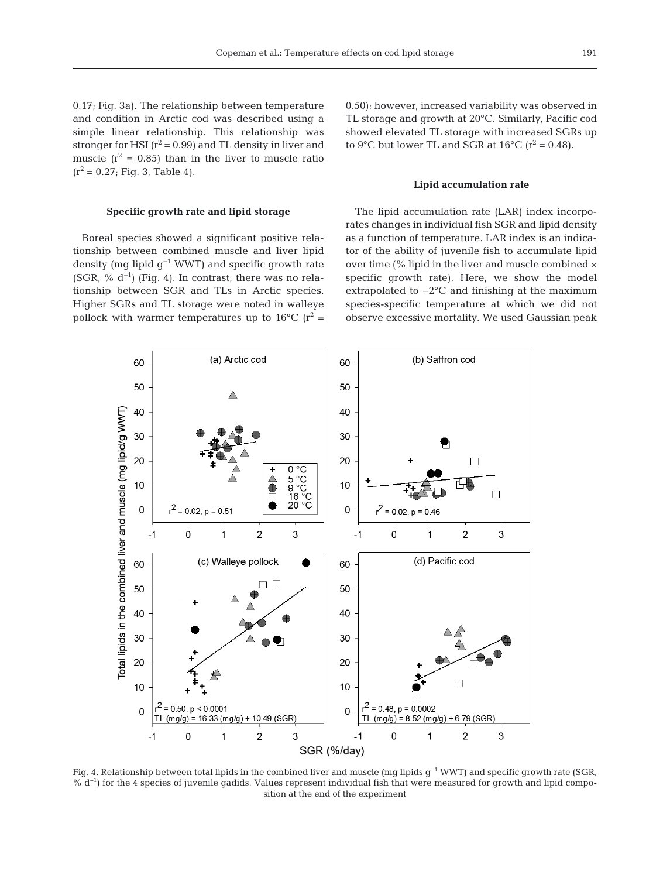0.17; Fig. 3a). The relationship between temperature and condition in Arctic cod was described using a simple linear relationship. This relationship was stronger for HSI ($r^2 = 0.99$) and TL density in liver and muscle ($r^2 = 0.85$) than in the liver to muscle ratio ($r^2 = 0.27$; Fig. 3, Table 4).

### Specific growth rate and lipid storage

Boreal species showed a significant positive relationship between combined muscle and liver lipid density (mg lipid $g^{-1}$ WWT) and specific growth rate (SGR, % $d^{-1}$) (Fig. 4). In contrast, there was no relationship between SGR and TLs in Arctic species. Higher SGRs and TL storage were noted in walleye pollock with warmer temperatures up to 16°C ($r^2 = 0.50$); however, increased variability was observed in TL storage and growth at 20°C. Similarly, Pacific cod showed elevated TL storage with increased SGRs up to 9°C but lower TL and SGR at 16°C ($r^2 = 0.48$).

### Lipid accumulation rate

The lipid accumulation rate (LAR) index incorporates changes in individual fish SGR and lipid density as a function of temperature. LAR index is an indicator of the ability of juvenile fish to accumulate lipid over time (% lipid in the liver and muscle combined × specific growth rate). Here, we show the model extrapolated to −2°C and finishing at the maximum species-specific temperature at which we did not observe excessive mortality. We used Gaussian peak

Fig. 4. Relationship between total lipids in the combined liver and muscle (mg lipids $g^{-1}$ WWT) and specific growth rate (SGR, % $d^{-1}$) for the 4 species of juvenile gadids. Values represent individual fish that were measured for growth and lipid composition at the end of the experiment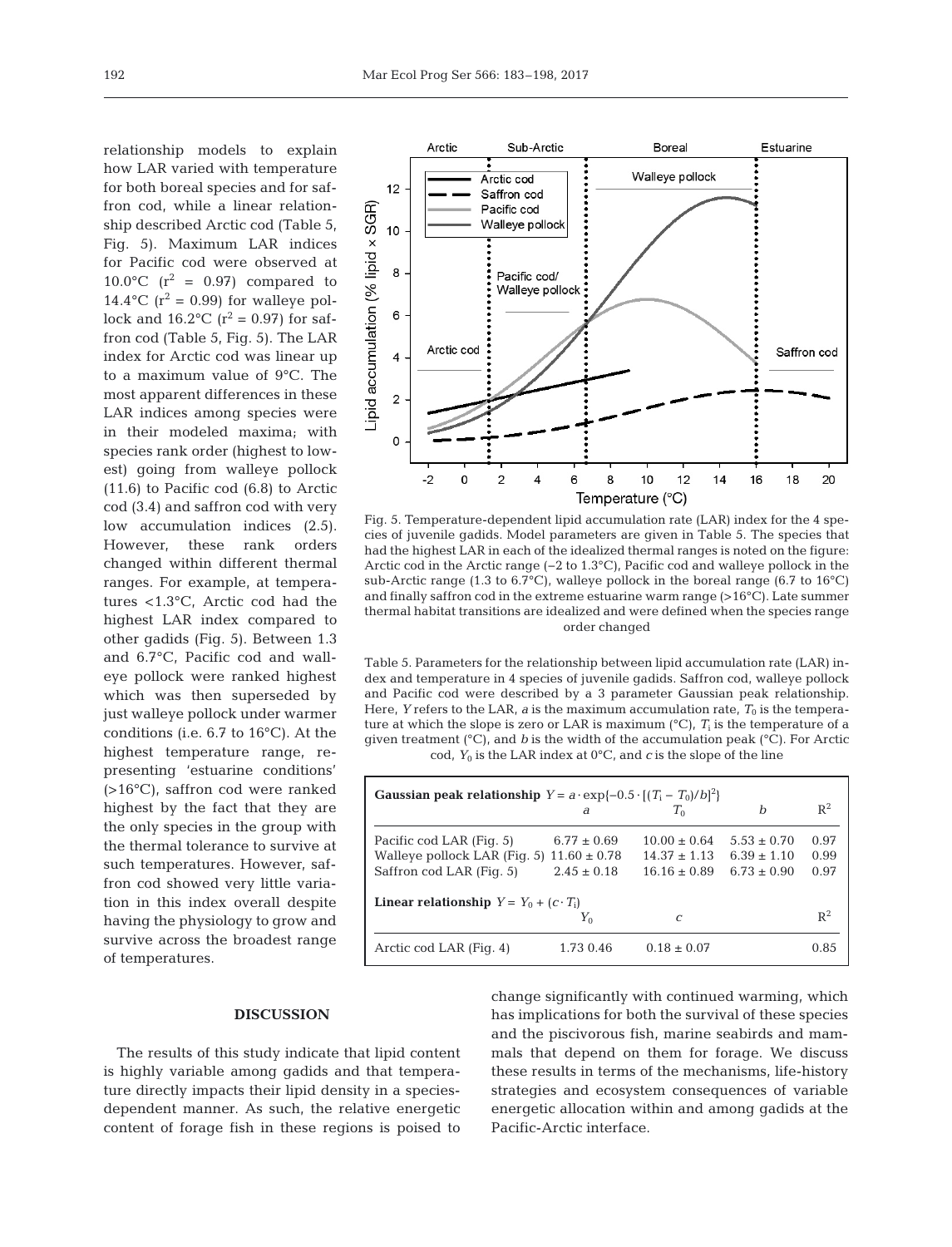relationship models to explain how LAR varied with temperature for both boreal species and for saffron cod, while a linear relationship described Arctic cod (Table 5, Fig. 5). Maximum LAR indices for Pacific cod were observed at 10.0°C ($r^2$ = 0.97) compared to 14.4°C ($r^2$ = 0.99) for walleye pollock and 16.2°C ($r^2$ = 0.97) for saffron cod (Table 5, Fig. 5). The LAR index for Arctic cod was linear up to a maximum value of 9°C. The most apparent differences in these LAR indices among species were in their modeled maxima; with species rank order (highest to lowest) going from walleye pollock (11.6) to Pacific cod (6.8) to Arctic cod (3.4) and saffron cod with very low accumulation indices (2.5). However, these rank orders changed within different thermal ranges. For example, at temperatures <1.3°C, Arctic cod had the highest LAR index compared to other gadids (Fig. 5). Between 1.3 and 6.7°C, Pacific cod and walleye pollock were ranked highest which was then superseded by just walleye pollock under warmer conditions (i.e. 6.7 to 16°C). At the highest temperature range, representing 'estuarine conditions' (>16°C), saffron cod were ranked highest by the fact that they are the only species in the group with the thermal tolerance to survive at such temperatures. However, saffron cod showed very little variation in this index overall despite having the physiology to grow and survive across the broadest range of temperatures.

Fig. 5. Temperature-dependent lipid accumulation rate (LAR) index for the 4 species of juvenile gadids. Model parameters are given in Table 5. The species that had the highest LAR in each of the idealized thermal ranges is noted on the figure: Arctic cod in the Arctic range (−2 to 1.3°C), Pacific cod and walleye pollock in the sub-Arctic range (1.3 to 6.7°C), walleye pollock in the boreal range (6.7 to 16°C) and finally saffron cod in the extreme estuarine warm range (>16°C). Late summer thermal habitat transitions are idealized and were defined when the species range order changed

Table 5. Parameters for the relationship between lipid accumulation rate (LAR) index and temperature in 4 species of juvenile gadids. Saffron cod, walleye pollock and Pacific cod were described by a 3 parameter Gaussian peak relationship. Here, $Y$ refers to the LAR, $a$ is the maximum accumulation rate, $T_0$ is the temperature at which the slope is zero or LAR is maximum (°C), $T_i$ is the temperature of a given treatment (°C), and $b$ is the width of the accumulation peak (°C). For Arctic cod, $Y_0$ is the LAR index at 0°C, and $c$ is the slope of the line

| **Gaussian peak relationship** $Y = a \cdot \exp\{-0.5 \cdot [(T_i - T_0)/b]^2\}$ | $a$ | $T_0$ | $b$ | $R^2$ |
|---|---|---|---|---|
| Pacific cod LAR (Fig. 5) | 6.77 ± 0.69 | 10.00 ± 0.64 | 5.53 ± 0.70 | 0.97 |
| Walleye pollock LAR (Fig. 5) | 11.60 ± 0.78 | 14.37 ± 1.13 | 6.39 ± 1.10 | 0.99 |
| Saffron cod LAR (Fig. 5) | 2.45 ± 0.18 | 16.16 ± 0.89 | 6.73 ± 0.90 | 0.97 |
| **Linear relationship** $Y = Y_0 + (c \cdot T_i)$ | $Y_0$ | $c$ | | $R^2$ |
| Arctic cod LAR (Fig. 4) | 1.73 0.46 | 0.18 ± 0.07 | | 0.85 |

## DISCUSSION

The results of this study indicate that lipid content is highly variable among gadids and that temperature directly impacts their lipid density in a species-dependent manner. As such, the relative energetic content of forage fish in these regions is poised to change significantly with continued warming, which has implications for both the survival of these species and the piscivorous fish, marine seabirds and mammals that depend on them for forage. We discuss these results in terms of the mechanisms, life-history strategies and ecosystem consequences of variable energetic allocation within and among gadids at the Pacific-Arctic interface.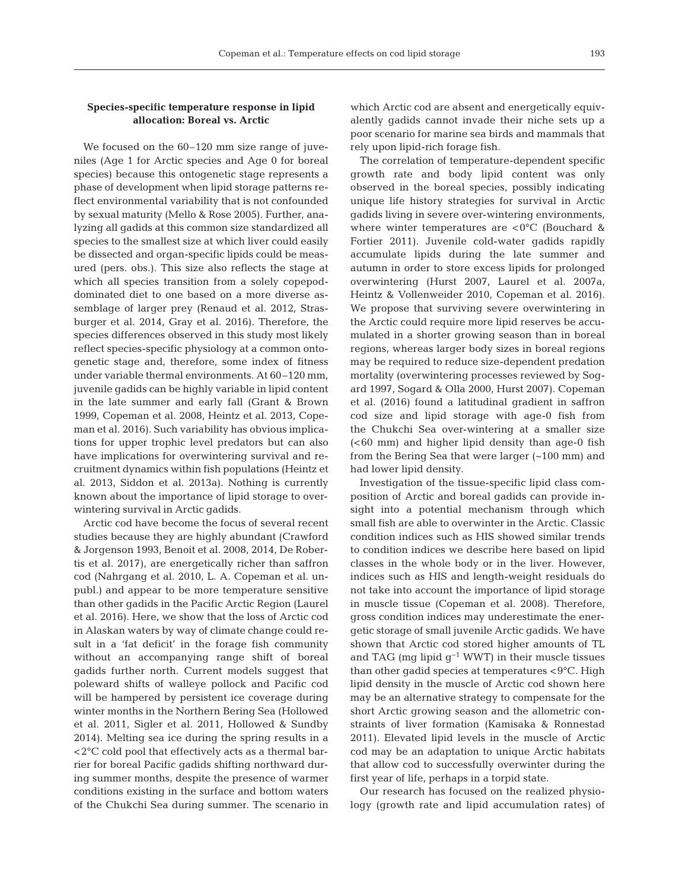### Species-specific temperature response in lipid allocation: Boreal vs. Arctic

We focused on the 60–120 mm size range of juveniles (Age 1 for Arctic species and Age 0 for boreal species) because this ontogenetic stage represents a phase of development when lipid storage patterns reflect environmental variability that is not confounded by sexual maturity (Mello & Rose 2005). Further, analyzing all gadids at this common size standardized all species to the smallest size at which liver could easily be dissected and organ-specific lipids could be measured (pers. obs.). This size also reflects the stage at which all species transition from a solely copepod-dominated diet to one based on a more diverse assemblage of larger prey (Renaud et al. 2012, Strasburger et al. 2014, Gray et al. 2016). Therefore, the species differences observed in this study most likely reflect species-specific physiology at a common ontogenetic stage and, therefore, some index of fitness under variable thermal environments. At 60–120 mm, juvenile gadids can be highly variable in lipid content in the late summer and early fall (Grant & Brown 1999, Copeman et al. 2008, Heintz et al. 2013, Copeman et al. 2016). Such variability has obvious implications for upper trophic level predators but can also have implications for overwintering survival and recruitment dynamics within fish populations (Heintz et al. 2013, Siddon et al. 2013a). Nothing is currently known about the importance of lipid storage to overwintering survival in Arctic gadids.

Arctic cod have become the focus of several recent studies because they are highly abundant (Crawford & Jorgenson 1993, Benoit et al. 2008, 2014, De Robertis et al. 2017), are energetically richer than saffron cod (Nahrgang et al. 2010, L. A. Copeman et al. unpubl.) and appear to be more temperature sensitive than other gadids in the Pacific Arctic Region (Laurel et al. 2016). Here, we show that the loss of Arctic cod in Alaskan waters by way of climate change could result in a 'fat deficit' in the forage fish community without an accompanying range shift of boreal gadids further north. Current models suggest that poleward shifts of walleye pollock and Pacific cod will be hampered by persistent ice coverage during winter months in the Northern Bering Sea (Hollowed et al. 2011, Sigler et al. 2011, Hollowed & Sundby 2014). Melting sea ice during the spring results in a <2°C cold pool that effectively acts as a thermal barrier for boreal Pacific gadids shifting northward during summer months, despite the presence of warmer conditions existing in the surface and bottom waters of the Chukchi Sea during summer. The scenario in which Arctic cod are absent and energetically equivalently gadids cannot invade their niche sets up a poor scenario for marine sea birds and mammals that rely upon lipid-rich forage fish.

The correlation of temperature-dependent specific growth rate and body lipid content was only observed in the boreal species, possibly indicating unique life history strategies for survival in Arctic gadids living in severe over-wintering environments, where winter temperatures are <0°C (Bouchard & Fortier 2011). Juvenile cold-water gadids rapidly accumulate lipids during the late summer and autumn in order to store excess lipids for prolonged overwintering (Hurst 2007, Laurel et al. 2007a, Heintz & Vollenweider 2010, Copeman et al. 2016). We propose that surviving severe overwintering in the Arctic could require more lipid reserves be accumulated in a shorter growing season than in boreal regions, whereas larger body sizes in boreal regions may be required to reduce size-dependent predation mortality (overwintering processes reviewed by Sogard 1997, Sogard & Olla 2000, Hurst 2007). Copeman et al. (2016) found a latitudinal gradient in saffron cod size and lipid storage with age-0 fish from the Chukchi Sea over-wintering at a smaller size (<60 mm) and higher lipid density than age-0 fish from the Bering Sea that were larger (~100 mm) and had lower lipid density.

Investigation of the tissue-specific lipid class composition of Arctic and boreal gadids can provide insight into a potential mechanism through which small fish are able to overwinter in the Arctic. Classic condition indices such as HIS showed similar trends to condition indices we describe here based on lipid classes in the whole body or in the liver. However, indices such as HIS and length-weight residuals do not take into account the importance of lipid storage in muscle tissue (Copeman et al. 2008). Therefore, gross condition indices may underestimate the energetic storage of small juvenile Arctic gadids. We have shown that Arctic cod stored higher amounts of TL and TAG (mg lipid $g^{-1}$ WWT) in their muscle tissues than other gadid species at temperatures <9°C. High lipid density in the muscle of Arctic cod shown here may be an alternative strategy to compensate for the short Arctic growing season and the allometric constraints of liver formation (Kamisaka & Ronnestad 2011). Elevated lipid levels in the muscle of Arctic cod may be an adaptation to unique Arctic habitats that allow cod to successfully overwinter during the first year of life, perhaps in a torpid state.

Our research has focused on the realized physiology (growth rate and lipid accumulation rates) of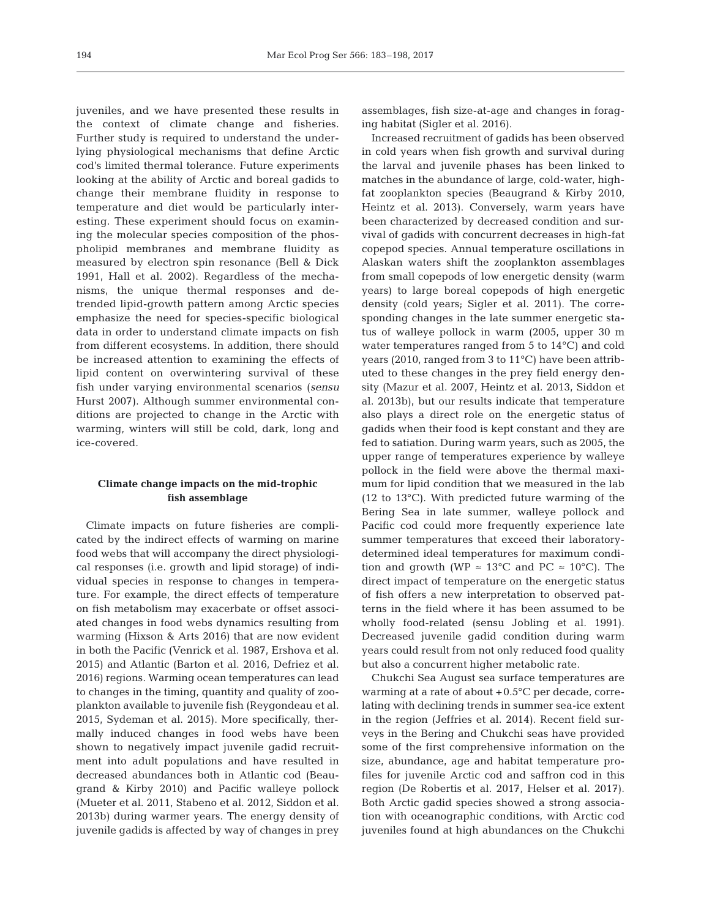juveniles, and we have presented these results in the context of climate change and fisheries. Further study is required to understand the underlying physiological mechanisms that define Arctic cod's limited thermal tolerance. Future experiments looking at the ability of Arctic and boreal gadids to change their membrane fluidity in response to temperature and diet would be particularly interesting. These experiment should focus on examining the molecular species composition of the phospholipid membranes and membrane fluidity as measured by electron spin resonance (Bell & Dick 1991, Hall et al. 2002). Regardless of the mechanisms, the unique thermal responses and detrended lipid-growth pattern among Arctic species emphasize the need for species-specific biological data in order to understand climate impacts on fish from different ecosystems. In addition, there should be increased attention to examining the effects of lipid content on overwintering survival of these fish under varying environmental scenarios (*sensu* Hurst 2007). Although summer environmental conditions are projected to change in the Arctic with warming, winters will still be cold, dark, long and ice-covered.

### Climate change impacts on the mid-trophic fish assemblage

Climate impacts on future fisheries are complicated by the indirect effects of warming on marine food webs that will accompany the direct physiological responses (i.e. growth and lipid storage) of individual species in response to changes in temperature. For example, the direct effects of temperature on fish metabolism may exacerbate or offset associated changes in food webs dynamics resulting from warming (Hixson & Arts 2016) that are now evident in both the Pacific (Venrick et al. 1987, Ershova et al. 2015) and Atlantic (Barton et al. 2016, Defriez et al. 2016) regions. Warming ocean temperatures can lead to changes in the timing, quantity and quality of zooplankton available to juvenile fish (Reygondeau et al. 2015, Sydeman et al. 2015). More specifically, thermally induced changes in food webs have been shown to negatively impact juvenile gadid recruitment into adult populations and have resulted in decreased abundances both in Atlantic cod (Beaugrand & Kirby 2010) and Pacific walleye pollock (Mueter et al. 2011, Stabeno et al. 2012, Siddon et al. 2013b) during warmer years. The energy density of juvenile gadids is affected by way of changes in prey assemblages, fish size-at-age and changes in foraging habitat (Sigler et al. 2016).

Increased recruitment of gadids has been observed in cold years when fish growth and survival during the larval and juvenile phases has been linked to matches in the abundance of large, cold-water, high-fat zooplankton species (Beaugrand & Kirby 2010, Heintz et al. 2013). Conversely, warm years have been characterized by decreased condition and survival of gadids with concurrent decreases in high-fat copepod species. Annual temperature oscillations in Alaskan waters shift the zooplankton assemblages from small copepods of low energetic density (warm years) to large boreal copepods of high energetic density (cold years; Sigler et al. 2011). The corresponding changes in the late summer energetic status of walleye pollock in warm (2005, upper 30 m water temperatures ranged from 5 to 14°C) and cold years (2010, ranged from 3 to 11°C) have been attributed to these changes in the prey field energy density (Mazur et al. 2007, Heintz et al. 2013, Siddon et al. 2013b), but our results indicate that temperature also plays a direct role on the energetic status of gadids when their food is kept constant and they are fed to satiation. During warm years, such as 2005, the upper range of temperatures experience by walleye pollock in the field were above the thermal maximum for lipid condition that we measured in the lab (12 to 13°C). With predicted future warming of the Bering Sea in late summer, walleye pollock and Pacific cod could more frequently experience late summer temperatures that exceed their laboratory-determined ideal temperatures for maximum condition and growth (WP ≈ 13°C and PC ≈ 10°C). The direct impact of temperature on the energetic status of fish offers a new interpretation to observed patterns in the field where it has been assumed to be wholly food-related (sensu Jobling et al. 1991). Decreased juvenile gadid condition during warm years could result from not only reduced food quality but also a concurrent higher metabolic rate.

Chukchi Sea August sea surface temperatures are warming at a rate of about +0.5°C per decade, correlating with declining trends in summer sea-ice extent in the region (Jeffries et al. 2014). Recent field surveys in the Bering and Chukchi seas have provided some of the first comprehensive information on the size, abundance, age and habitat temperature profiles for juvenile Arctic cod and saffron cod in this region (De Robertis et al. 2017, Helser et al. 2017). Both Arctic gadid species showed a strong association with oceanographic conditions, with Arctic cod juveniles found at high abundances on the Chukchi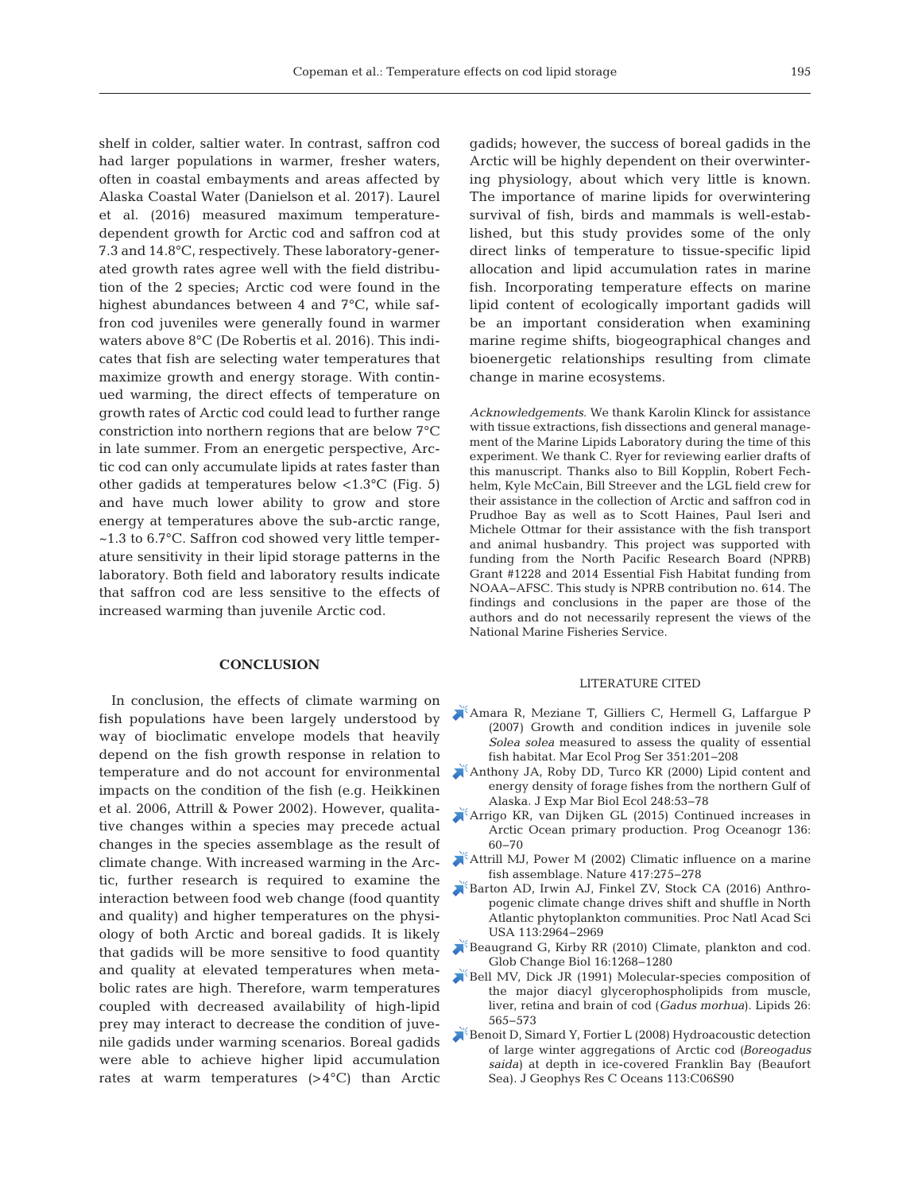shelf in colder, saltier water. In contrast, saffron cod had larger populations in warmer, fresher waters, often in coastal embayments and areas affected by Alaska Coastal Water (Danielson et al. 2017). Laurel et al. (2016) measured maximum temperature-dependent growth for Arctic cod and saffron cod at 7.3 and 14.8°C, respectively. These laboratory-generated growth rates agree well with the field distribution of the 2 species; Arctic cod were found in the highest abundances between 4 and 7°C, while saffron cod juveniles were generally found in warmer waters above 8°C (De Robertis et al. 2016). This indicates that fish are selecting water temperatures that maximize growth and energy storage. With continued warming, the direct effects of temperature on growth rates of Arctic cod could lead to further range constriction into northern regions that are below 7°C in late summer. From an energetic perspective, Arctic cod can only accumulate lipids at rates faster than other gadids at temperatures below <1.3°C (Fig. 5) and have much lower ability to grow and store energy at temperatures above the sub-arctic range, ~1.3 to 6.7°C. Saffron cod showed very little temperature sensitivity in their lipid storage patterns in the laboratory. Both field and laboratory results indicate that saffron cod are less sensitive to the effects of increased warming than juvenile Arctic cod.

## CONCLUSION

In conclusion, the effects of climate warming on fish populations have been largely understood by way of bioclimatic envelope models that heavily depend on the fish growth response in relation to temperature and do not account for environmental impacts on the condition of the fish (e.g. Heikkinen et al. 2006, Attrill & Power 2002). However, qualitative changes within a species may precede actual changes in the species assemblage as the result of climate change. With increased warming in the Arctic, further research is required to examine the interaction between food web change (food quantity and quality) and higher temperatures on the physiology of both Arctic and boreal gadids. It is likely that gadids will be more sensitive to food quantity and quality at elevated temperatures when metabolic rates are high. Therefore, warm temperatures coupled with decreased availability of high-lipid prey may interact to decrease the condition of juvenile gadids under warming scenarios. Boreal gadids were able to achieve higher lipid accumulation rates at warm temperatures (>4°C) than Arctic gadids; however, the success of boreal gadids in the Arctic will be highly dependent on their overwintering physiology, about which very little is known. The importance of marine lipids for overwintering survival of fish, birds and mammals is well-established, but this study provides some of the only direct links of temperature to tissue-specific lipid allocation and lipid accumulation rates in marine fish. Incorporating temperature effects on marine lipid content of ecologically important gadids will be an important consideration when examining marine regime shifts, biogeographical changes and bioenergetic relationships resulting from climate change in marine ecosystems.

*Acknowledgements.* We thank Karolin Klinck for assistance with tissue extractions, fish dissections and general management of the Marine Lipids Laboratory during the time of this experiment. We thank C. Ryer for reviewing earlier drafts of this manuscript. Thanks also to Bill Kopplin, Robert Fechhelm, Kyle McCain, Bill Streever and the LGL field crew for their assistance in the collection of Arctic and saffron cod in Prudhoe Bay as well as to Scott Haines, Paul Iseri and Michele Ottmar for their assistance with the fish transport and animal husbandry. This project was supported with funding from the North Pacific Research Board (NPRB) Grant #1228 and 2014 Essential Fish Habitat funding from NOAA–AFSC. This study is NPRB contribution no. 614. The findings and conclusions in the paper are those of the authors and do not necessarily represent the views of the National Marine Fisheries Service.

## LITERATURE CITED

- Amara R, Meziane T, Gilliers C, Hermell G, Laffargue P (2007) Growth and condition indices in juvenile sole *Solea solea* measured to assess the quality of essential fish habitat. Mar Ecol Prog Ser 351:201−208
- Anthony JA, Roby DD, Turco KR (2000) Lipid content and energy density of forage fishes from the northern Gulf of Alaska. J Exp Mar Biol Ecol 248:53−78
- Arrigo KR, van Dijken GL (2015) Continued increases in Arctic Ocean primary production. Prog Oceanogr 136: 60−70
- Attrill MJ, Power M (2002) Climatic influence on a marine fish assemblage. Nature 417:275−278
- Barton AD, Irwin AJ, Finkel ZV, Stock CA (2016) Anthropogenic climate change drives shift and shuffle in North Atlantic phytoplankton communities. Proc Natl Acad Sci USA 113:2964−2969
- Beaugrand G, Kirby RR (2010) Climate, plankton and cod. Glob Change Biol 16:1268−1280
- Bell MV, Dick JR (1991) Molecular-species composition of the major diacyl glycerophospholipids from muscle, liver, retina and brain of cod (*Gadus morhua*). Lipids 26: 565−573
- Benoit D, Simard Y, Fortier L (2008) Hydroacoustic detection of large winter aggregations of Arctic cod (*Boreogadus saida*) at depth in ice-covered Franklin Bay (Beaufort Sea). J Geophys Res C Oceans 113:C06S90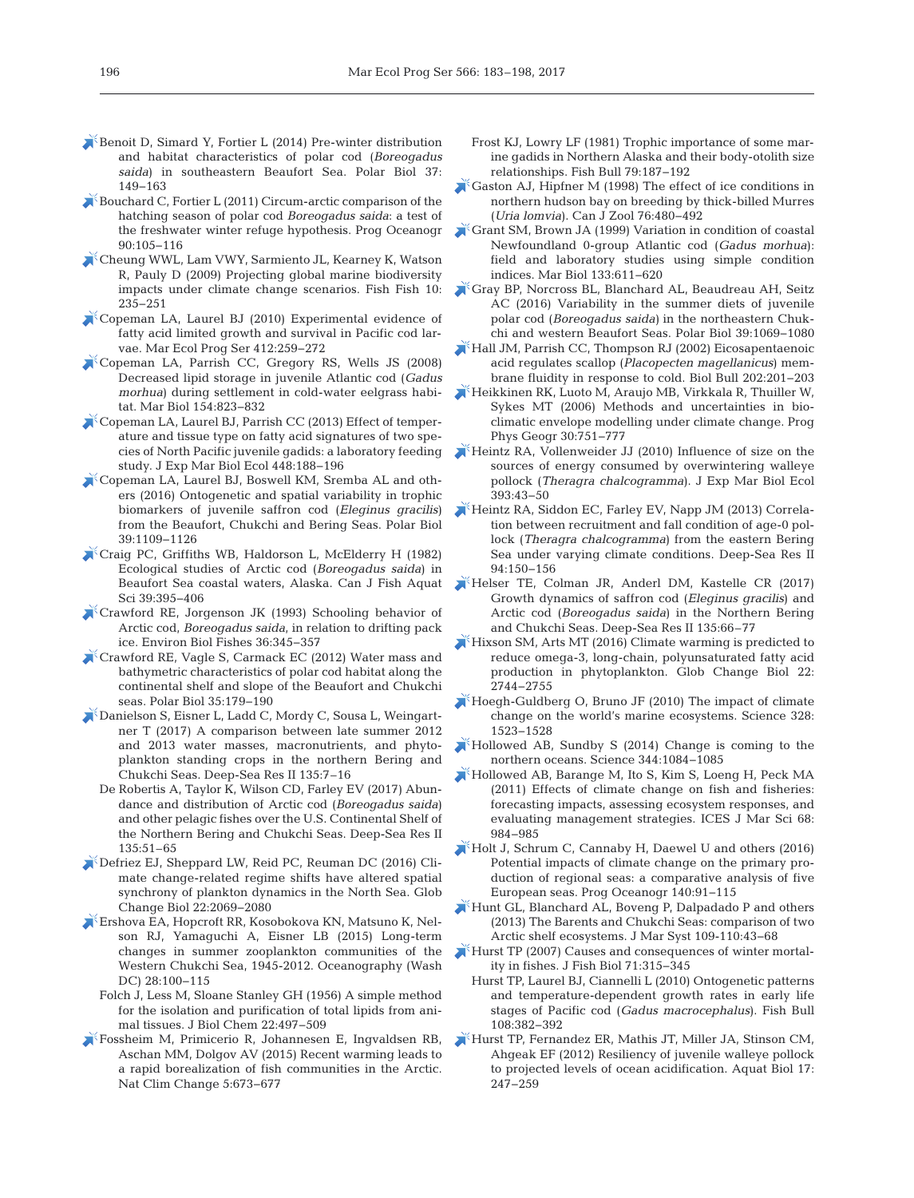Benoit D, Simard Y, Fortier L (2014) Pre-winter distribution and habitat characteristics of polar cod (*Boreogadus saida*) in southeastern Beaufort Sea. Polar Biol 37: 149–163

Bouchard C, Fortier L (2011) Circum-arctic comparison of the hatching season of polar cod *Boreogadus saida*: a test of the freshwater winter refuge hypothesis. Prog Oceanogr 90:105–116

Cheung WWL, Lam VWY, Sarmiento JL, Kearney K, Watson R, Pauly D (2009) Projecting global marine biodiversity impacts under climate change scenarios. Fish Fish 10: 235–251

Copeman LA, Laurel BJ (2010) Experimental evidence of fatty acid limited growth and survival in Pacific cod larvae. Mar Ecol Prog Ser 412:259–272

Copeman LA, Parrish CC, Gregory RS, Wells JS (2008) Decreased lipid storage in juvenile Atlantic cod (*Gadus morhua*) during settlement in cold-water eelgrass habitat. Mar Biol 154:823–832

Copeman LA, Laurel BJ, Parrish CC (2013) Effect of temperature and tissue type on fatty acid signatures of two species of North Pacific juvenile gadids: a laboratory feeding study. J Exp Mar Biol Ecol 448:188–196

Copeman LA, Laurel BJ, Boswell KM, Sremba AL and others (2016) Ontogenetic and spatial variability in trophic biomarkers of juvenile saffron cod (*Eleginus gracilis*) from the Beaufort, Chukchi and Bering Seas. Polar Biol 39:1109–1126

Craig PC, Griffiths WB, Haldorson L, McElderry H (1982) Ecological studies of Arctic cod (*Boreogadus saida*) in Beaufort Sea coastal waters, Alaska. Can J Fish Aquat Sci 39:395–406

Crawford RE, Jorgenson JK (1993) Schooling behavior of Arctic cod, *Boreogadus saida*, in relation to drifting pack ice. Environ Biol Fishes 36:345–357

Crawford RE, Vagle S, Carmack EC (2012) Water mass and bathymetric characteristics of polar cod habitat along the continental shelf and slope of the Beaufort and Chukchi seas. Polar Biol 35:179–190

Danielson S, Eisner L, Ladd C, Mordy C, Sousa L, Weingartner T (2017) A comparison between late summer 2012 and 2013 water masses, macronutrients, and phytoplankton standing crops in the northern Bering and Chukchi Seas. Deep-Sea Res II 135:7–16

De Robertis A, Taylor K, Wilson CD, Farley EV (2017) Abundance and distribution of Arctic cod (*Boreogadus saida*) and other pelagic fishes over the U.S. Continental Shelf of the Northern Bering and Chukchi Seas. Deep-Sea Res II 135:51–65

Defriez EJ, Sheppard LW, Reid PC, Reuman DC (2016) Climate change-related regime shifts have altered spatial synchrony of plankton dynamics in the North Sea. Glob Change Biol 22:2069–2080

Ershova EA, Hopcroft RR, Kosobokova KN, Matsuno K, Nelson RJ, Yamaguchi A, Eisner LB (2015) Long-term changes in summer zooplankton communities of the Western Chukchi Sea, 1945-2012. Oceanography (Wash DC) 28:100–115

Folch J, Less M, Sloane Stanley GH (1956) A simple method for the isolation and purification of total lipids from animal tissues. J Biol Chem 22:497–509

Fossheim M, Primicerio R, Johannesen E, Ingvaldsen RB, Aschan MM, Dolgov AV (2015) Recent warming leads to a rapid borealization of fish communities in the Arctic. Nat Clim Change 5:673–677

Frost KJ, Lowry LF (1981) Trophic importance of some marine gadids in Northern Alaska and their body-otolith size relationships. Fish Bull 79:187–192

Gaston AJ, Hipfner M (1998) The effect of ice conditions in northern hudson bay on breeding by thick-billed Murres (*Uria lomvia*). Can J Zool 76:480–492

Grant SM, Brown JA (1999) Variation in condition of coastal Newfoundland 0-group Atlantic cod (*Gadus morhua*): field and laboratory studies using simple condition indices. Mar Biol 133:611–620

Gray BP, Norcross BL, Blanchard AL, Beaudreau AH, Seitz AC (2016) Variability in the summer diets of juvenile polar cod (*Boreogadus saida*) in the northeastern Chukchi and western Beaufort Seas. Polar Biol 39:1069–1080

Hall JM, Parrish CC, Thompson RJ (2002) Eicosapentaenoic acid regulates scallop (*Placopecten magellanicus*) membrane fluidity in response to cold. Biol Bull 202:201–203

Heikkinen RK, Luoto M, Araujo MB, Virkkala R, Thuiller W, Sykes MT (2006) Methods and uncertainties in bioclimatic envelope modelling under climate change. Prog Phys Geogr 30:751–777

Heintz RA, Vollenweider JJ (2010) Influence of size on the sources of energy consumed by overwintering walleye pollock (*Theragra chalcogramma*). J Exp Mar Biol Ecol 393:43–50

Heintz RA, Siddon EC, Farley EV, Napp JM (2013) Correlation between recruitment and fall condition of age-0 pollock (*Theragra chalcogramma*) from the eastern Bering Sea under varying climate conditions. Deep-Sea Res II 94:150–156

Helser TE, Colman JR, Anderl DM, Kastelle CR (2017) Growth dynamics of saffron cod (*Eleginus gracilis*) and Arctic cod (*Boreogadus saida*) in the Northern Bering and Chukchi Seas. Deep-Sea Res II 135:66–77

Hixson SM, Arts MT (2016) Climate warming is predicted to reduce omega-3, long-chain, polyunsaturated fatty acid production in phytoplankton. Glob Change Biol 22: 2744–2755

Hoegh-Guldberg O, Bruno JF (2010) The impact of climate change on the world's marine ecosystems. Science 328: 1523–1528

Hollowed AB, Sundby S (2014) Change is coming to the northern oceans. Science 344:1084–1085

Hollowed AB, Barange M, Ito S, Kim S, Loeng H, Peck MA (2011) Effects of climate change on fish and fisheries: forecasting impacts, assessing ecosystem responses, and evaluating management strategies. ICES J Mar Sci 68: 984–985

Holt J, Schrum C, Cannaby H, Daewel U and others (2016) Potential impacts of climate change on the primary production of regional seas: a comparative analysis of five European seas. Prog Oceanogr 140:91–115

Hunt GL, Blanchard AL, Boveng P, Dalpadado P and others (2013) The Barents and Chukchi Seas: comparison of two Arctic shelf ecosystems. J Mar Syst 109-110:43–68

Hurst TP (2007) Causes and consequences of winter mortality in fishes. J Fish Biol 71:315–345

Hurst TP, Laurel BJ, Ciannelli L (2010) Ontogenetic patterns and temperature-dependent growth rates in early life stages of Pacific cod (*Gadus macrocephalus*). Fish Bull 108:382–392

Hurst TP, Fernandez ER, Mathis JT, Miller JA, Stinson CM, Ahgeak EF (2012) Resiliency of juvenile walleye pollock to projected levels of ocean acidification. Aquat Biol 17: 247–259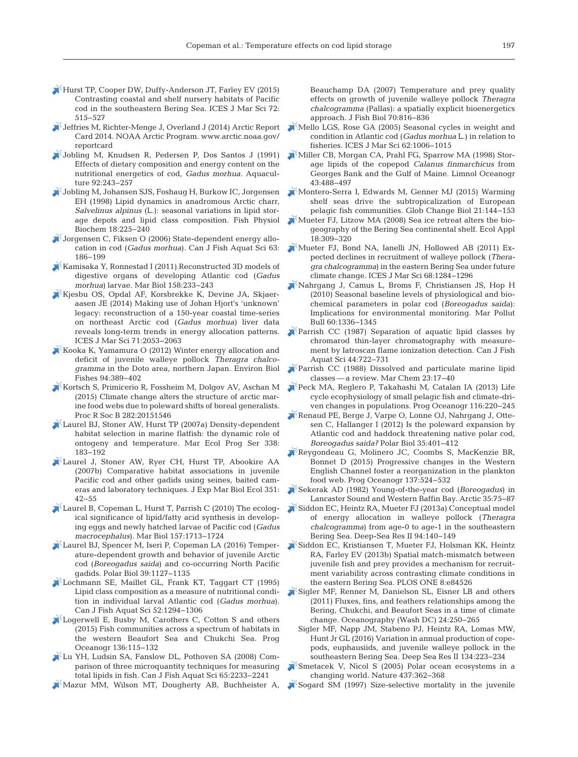Hurst TP, Cooper DW, Duffy-Anderson JT, Farley EV (2015) Contrasting coastal and shelf nursery habitats of Pacific cod in the southeastern Bering Sea. ICES J Mar Sci 72: 515–527

Jeffries M, Richter-Menge J, Overland J (2014) Arctic Report Card 2014. NOAA Arctic Program. www.arctic.noaa.gov/reportcard

Jobling M, Knudsen R, Pedersen P, Dos Santos J (1991) Effects of dietary composition and energy content on the nutritional energetics of cod, *Gadus morhua.* Aquaculture 92:243–257

Jobling M, Johansen SJS, Foshaug H, Burkow IC, Jorgensen EH (1998) Lipid dynamics in anadromous Arctic charr, *Salvelinus alpinus* (L.): seasonal variations in lipid storage depots and lipid class composition. Fish Physiol Biochem 18:225–240

Jorgensen C, Fiksen O (2006) State-dependent energy allocation in cod (*Gadus morhua*). Can J Fish Aquat Sci 63: 186–199

Kamisaka Y, Ronnestad I (2011) Reconstructed 3D models of digestive organs of developing Atlantic cod (*Gadus morhua*) larvae. Mar Biol 158:233–243

Kjesbu OS, Opdal AF, Korsbrekke K, Devine JA, Skjaeraasen JE (2014) Making use of Johan Hjort's 'unknown' legacy: reconstruction of a 150-year coastal time-series on northeast Arctic cod (*Gadus morhua*) liver data reveals long-term trends in energy allocation patterns. ICES J Mar Sci 71:2053–2063

Kooka K, Yamamura O (2012) Winter energy allocation and deficit of juvenile walleye pollock *Theragra chalcogramma* in the Doto area, northern Japan. Environ Biol Fishes 94:389–402

Kortsch S, Primicerio R, Fossheim M, Dolgov AV, Aschan M (2015) Climate change alters the structure of arctic marine food webs due to poleward shifts of boreal generalists. Proc R Soc B 282:20151546

Laurel BJ, Stoner AW, Hurst TP (2007a) Density-dependent habitat selection in marine flatfish: the dynamic role of ontogeny and temperature. Mar Ecol Prog Ser 338: 183–192

Laurel J, Stoner AW, Ryer CH, Hurst TP, Abookire AA (2007b) Comparative habitat associations in juvenile Pacific cod and other gadids using seines, baited cameras and laboratory techniques. J Exp Mar Biol Ecol 351: 42–55

Laurel B, Copeman L, Hurst T, Parrish C (2010) The ecological significance of lipid/fatty acid synthesis in developing eggs and newly hatched larvae of Pacific cod (*Gadus macrocephalus*). Mar Biol 157:1713–1724

Laurel BJ, Spencer M, Iseri P, Copeman LA (2016) Temperature-dependent growth and behavior of juvenile Arctic cod (*Boreogadus saida*) and co-occurring North Pacific gadids. Polar Biol 39:1127–1135

Lochmann SE, Maillet GL, Frank KT, Taggart CT (1995) Lipid class composition as a measure of nutritional condition in individual larval Atlantic cod (*Gadus morhua*). Can J Fish Aquat Sci 52:1294–1306

Logerwell E, Busby M, Carothers C, Cotton S and others (2015) Fish communities across a spectrum of habitats in the western Beaufort Sea and Chukchi Sea. Prog Oceanogr 136:115–132

Lu YH, Ludsin SA, Fanslow DL, Pothoven SA (2008) Comparison of three microquantity techniques for measuring total lipids in fish. Can J Fish Aquat Sci 65:2233–2241

Mazur MM, Wilson MT, Dougherty AB, Buchheister A, Beauchamp DA (2007) Temperature and prey quality effects on growth of juvenile walleye pollock *Theragra chalcogramma* (Pallas): a spatially explicit bioenergetics approach. J Fish Biol 70:816–836

Mello LGS, Rose GA (2005) Seasonal cycles in weight and condition in Atlantic cod (*Gadus morhua* L.) in relation to fisheries. ICES J Mar Sci 62:1006–1015

Miller CB, Morgan CA, Prahl FG, Sparrow MA (1998) Storage lipids of the copepod *Calanus finmarchicus* from Georges Bank and the Gulf of Maine. Limnol Oceanogr 43:488–497

Montero-Serra I, Edwards M, Genner MJ (2015) Warming shelf seas drive the subtropicalization of European pelagic fish communities. Glob Change Biol 21:144–153

Mueter FJ, Litzow MA (2008) Sea ice retreat alters the biogeography of the Bering Sea continental shelf. Ecol Appl 18:309–320

Mueter FJ, Bond NA, Ianelli JN, Hollowed AB (2011) Expected declines in recruitment of walleye pollock (*Theragra chalcogramma*) in the eastern Bering Sea under future climate change. ICES J Mar Sci 68:1284–1296

Nahrgang J, Camus L, Broms F, Christiansen JS, Hop H (2010) Seasonal baseline levels of physiological and biochemical parameters in polar cod (*Boreogadus saida*): Implications for environmental monitoring. Mar Pollut Bull 60:1336–1345

Parrish CC (1987) Separation of aquatic lipid classes by chromarod thin-layer chromatography with measurement by Iatroscan flame ionization detection. Can J Fish Aquat Sci 44:722–731

Parrish CC (1988) Dissolved and particulate marine lipid classes — a review. Mar Chem 23:17–40

Peck MA, Reglero P, Takahashi M, Catalan IA (2013) Life cycle ecophysiology of small pelagic fish and climate-driven changes in populations. Prog Oceanogr 116:220–245

Renaud PE, Berge J, Varpe O, Lonne OJ, Nahrgang J, Ottesen C, Hallanger I (2012) Is the poleward expansion by Atlantic cod and haddock threatening native polar cod, *Boreogadus saida?* Polar Biol 35:401–412

Reygondeau G, Molinero JC, Coombs S, MacKenzie BR, Bonnet D (2015) Progressive changes in the Western English Channel foster a reorganization in the plankton food web. Prog Oceanogr 137:524–532

Sekerak AD (1982) Young-of-the-year cod (*Boreogadus*) in Lancaster Sound and Western Baffin Bay. Arctic 35:75–87

Siddon EC, Heintz RA, Mueter FJ (2013a) Conceptual model of energy allocation in walleye pollock (*Theragra chalcogramma*) from age-0 to age-1 in the southeastern Bering Sea. Deep-Sea Res II 94:140–149

Siddon EC, Kristiansen T, Mueter FJ, Holsman KK, Heintz RA, Farley EV (2013b) Spatial match-mismatch between juvenile fish and prey provides a mechanism for recruitment variability across contrasting climate conditions in the eastern Bering Sea. PLOS ONE 8:e84526

Sigler MF, Renner M, Danielson SL, Eisner LB and others (2011) Fluxes, fins, and feathers relationships among the Bering, Chukchi, and Beaufort Seas in a time of climate change. Oceanography (Wash DC) 24:250–265

Sigler MF, Napp JM, Stabeno PJ, Heintz RA, Lomas MW, Hunt Jr GL (2016) Variation in annual production of copepods, euphausiids, and juvenile walleye pollock in the southeastern Bering Sea. Deep Sea Res II 134:223–234

Smetacek V, Nicol S (2005) Polar ocean ecosystems in a changing world. Nature 437:362–368

Sogard SM (1997) Size-selective mortality in the juvenile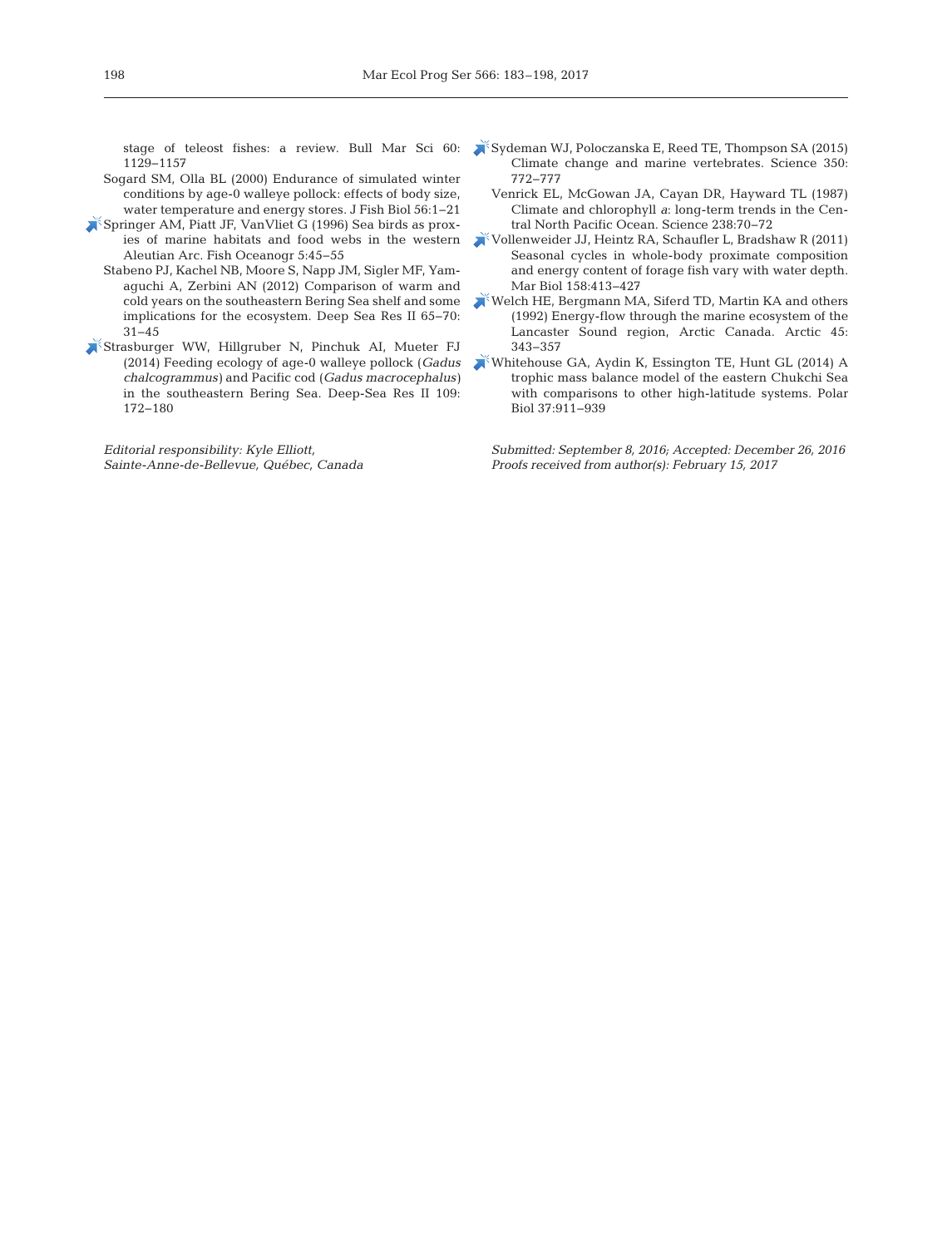stage of teleost fishes: a review. Bull Mar Sci 60: 1129−1157

Sogard SM, Olla BL (2000) Endurance of simulated winter conditions by age-0 walleye pollock: effects of body size, water temperature and energy stores. J Fish Biol 56:1−21

Springer AM, Piatt JF, VanVliet G (1996) Sea birds as proxies of marine habitats and food webs in the western Aleutian Arc. Fish Oceanogr 5:45−55

Stabeno PJ, Kachel NB, Moore S, Napp JM, Sigler MF, Yamaguchi A, Zerbini AN (2012) Comparison of warm and cold years on the southeastern Bering Sea shelf and some implications for the ecosystem. Deep Sea Res II 65–70: 31−45

Strasburger WW, Hillgruber N, Pinchuk AI, Mueter FJ (2014) Feeding ecology of age-0 walleye pollock (*Gadus chalcogrammus*) and Pacific cod (*Gadus macrocephalus*) in the southeastern Bering Sea. Deep-Sea Res II 109: 172−180

Sydeman WJ, Poloczanska E, Reed TE, Thompson SA (2015) Climate change and marine vertebrates. Science 350: 772−777

Venrick EL, McGowan JA, Cayan DR, Hayward TL (1987) Climate and chlorophyll *a*: long-term trends in the Central North Pacific Ocean. Science 238:70−72

Vollenweider JJ, Heintz RA, Schaufler L, Bradshaw R (2011) Seasonal cycles in whole-body proximate composition and energy content of forage fish vary with water depth. Mar Biol 158:413−427

Welch HE, Bergmann MA, Siferd TD, Martin KA and others (1992) Energy-flow through the marine ecosystem of the Lancaster Sound region, Arctic Canada. Arctic 45: 343−357

Whitehouse GA, Aydin K, Essington TE, Hunt GL (2014) A trophic mass balance model of the eastern Chukchi Sea with comparisons to other high-latitude systems. Polar Biol 37:911−939

*Editorial responsibility: Kyle Elliott, Sainte-Anne-de-Bellevue, Québec, Canada*

*Submitted: September 8, 2016; Accepted: December 26, 2016*
*Proofs received from author(s): February 15, 2017*